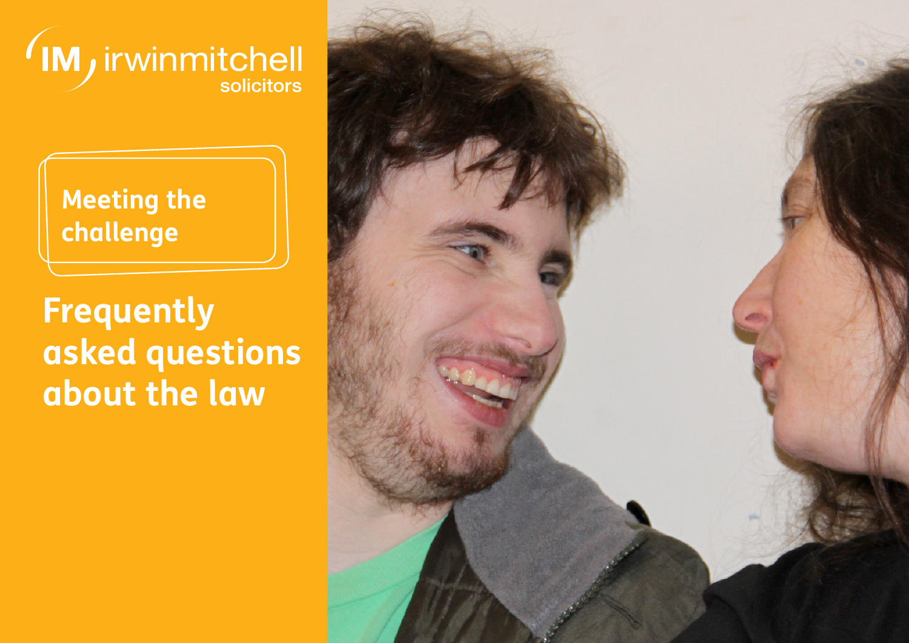irwinmitchell solicitors

Meeting the challenge

# Frequently asked questions about the law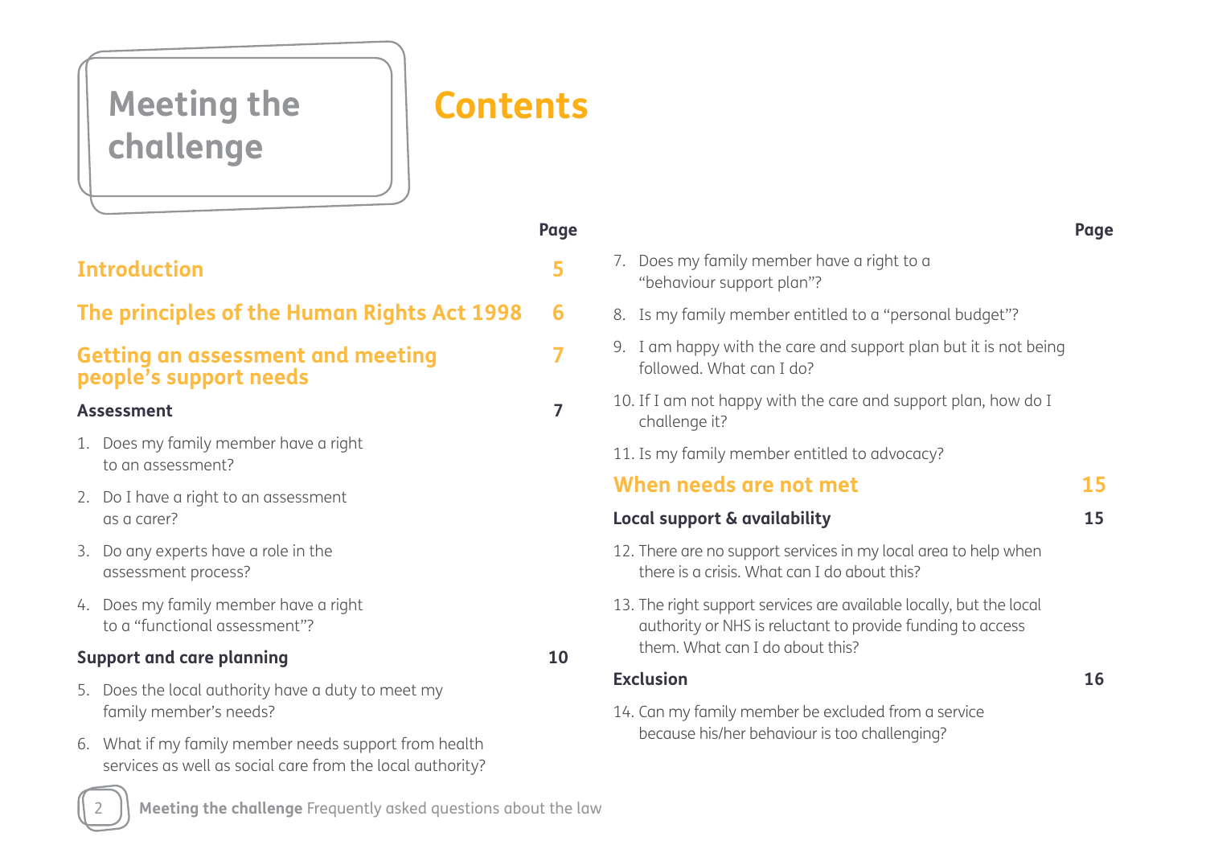Meeting the challenge

# Contents

| | Page |
|---|---|
| **Introduction** | **5** |
| **The principles of the Human Rights Act 1998** | **6** |
| **Getting an assessment and meeting people's support needs** | **7** |
| **Assessment** | **7** |
| 1. Does my family member have a right to an assessment? | |
| 2. Do I have a right to an assessment as a carer? | |
| 3. Do any experts have a role in the assessment process? | |
| 4. Does my family member have a right to a "functional assessment"? | |
| **Support and care planning** | **10** |
| 5. Does the local authority have a duty to meet my family member's needs? | |
| 6. What if my family member needs support from health services as well as social care from the local authority? | |
| 7. Does my family member have a right to a "behaviour support plan"? | |
| 8. Is my family member entitled to a "personal budget"? | |
| 9. I am happy with the care and support plan but it is not being followed. What can I do? | |
| 10. If I am not happy with the care and support plan, how do I challenge it? | |
| 11. Is my family member entitled to advocacy? | |
| **When needs are not met** | **15** |
| **Local support & availability** | **15** |
| 12. There are no support services in my local area to help when there is a crisis. What can I do about this? | |
| 13. The right support services are available locally, but the local authority or NHS is reluctant to provide funding to access them. What can I do about this? | |
| **Exclusion** | **16** |
| 14. Can my family member be excluded from a service because his/her behaviour is too challenging? | |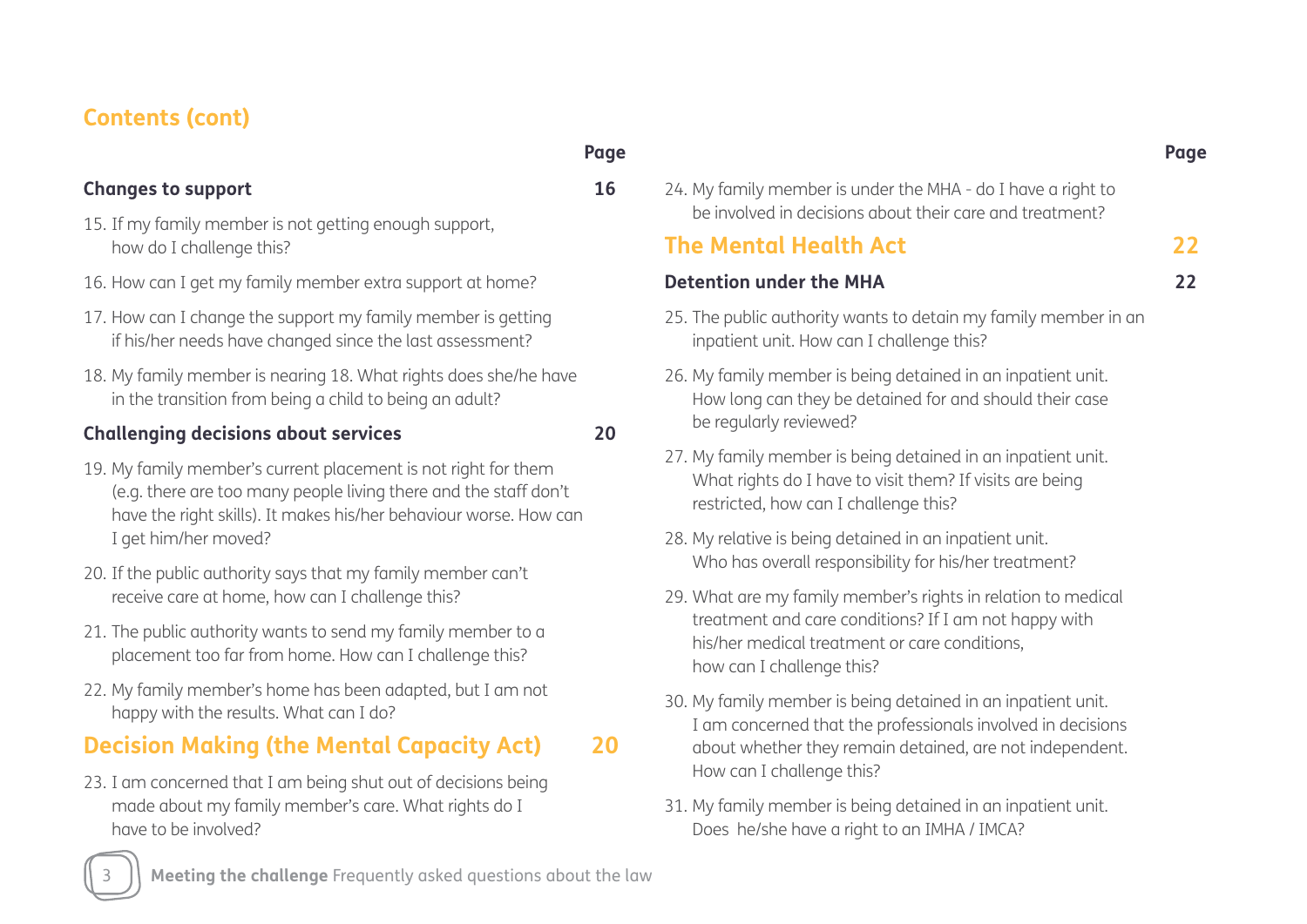## Contents (cont)

| | Page |
|---|---|
| **Changes to support** | **16** |
| 15. If my family member is not getting enough support, how do I challenge this? | |
| 16. How can I get my family member extra support at home? | |
| 17. How can I change the support my family member is getting if his/her needs have changed since the last assessment? | |
| 18. My family member is nearing 18. What rights does she/he have in the transition from being a child to being an adult? | |
| **Challenging decisions about services** | **20** |
| 19. My family member's current placement is not right for them (e.g. there are too many people living there and the staff don't have the right skills). It makes his/her behaviour worse. How can I get him/her moved? | |
| 20. If the public authority says that my family member can't receive care at home, how can I challenge this? | |
| 21. The public authority wants to send my family member to a placement too far from home. How can I challenge this? | |
| 22. My family member's home has been adapted, but I am not happy with the results. What can I do? | |
| **Decision Making (the Mental Capacity Act)** | **20** |
| 23. I am concerned that I am being shut out of decisions being made about my family member's care. What rights do I have to be involved? | |
| 24. My family member is under the MHA - do I have a right to be involved in decisions about their care and treatment? | |
| **The Mental Health Act** | **22** |
| **Detention under the MHA** | **22** |
| 25. The public authority wants to detain my family member in an inpatient unit. How can I challenge this? | |
| 26. My family member is being detained in an inpatient unit. How long can they be detained for and should their case be regularly reviewed? | |
| 27. My family member is being detained in an inpatient unit. What rights do I have to visit them? If visits are being restricted, how can I challenge this? | |
| 28. My relative is being detained in an inpatient unit. Who has overall responsibility for his/her treatment? | |
| 29. What are my family member's rights in relation to medical treatment and care conditions? If I am not happy with his/her medical treatment or care conditions, how can I challenge this? | |
| 30. My family member is being detained in an inpatient unit. I am concerned that the professionals involved in decisions about whether they remain detained, are not independent. How can I challenge this? | |
| 31. My family member is being detained in an inpatient unit. Does he/she have a right to an IMHA / IMCA? | |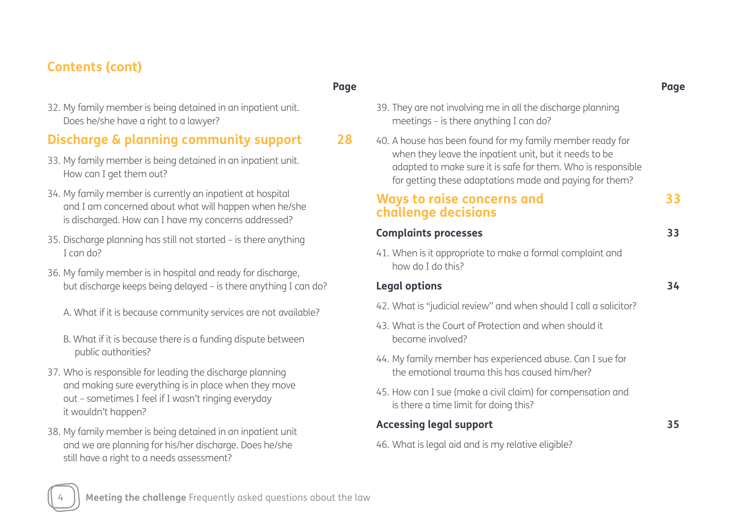## Contents (cont)

32. My family member is being detained in an inpatient unit. Does he/she have a right to a lawyer?

## Discharge & planning community support — 28

33. My family member is being detained in an inpatient unit. How can I get them out?
34. My family member is currently an inpatient at hospital and I am concerned about what will happen when he/she is discharged. How can I have my concerns addressed?
35. Discharge planning has still not started – is there anything I can do?
36. My family member is in hospital and ready for discharge, but discharge keeps being delayed – is there anything I can do?

    A. What if it is because community services are not available?

    B. What if it is because there is a funding dispute between public authorities?
37. Who is responsible for leading the discharge planning and making sure everything is in place when they move out – sometimes I feel if I wasn't ringing everyday it wouldn't happen?
38. My family member is being detained in an inpatient unit and we are planning for his/her discharge. Does he/she still have a right to a needs assessment?
39. They are not involving me in all the discharge planning meetings – is there anything I can do?
40. A house has been found for my family member ready for when they leave the inpatient unit, but it needs to be adapted to make sure it is safe for them. Who is responsible for getting these adaptations made and paying for them?

## Ways to raise concerns and challenge decisions — 33

### Complaints processes — 33

41. When is it appropriate to make a formal complaint and how do I do this?

### Legal options — 34

42. What is "judicial review" and when should I call a solicitor?
43. What is the Court of Protection and when should it become involved?
44. My family member has experienced abuse. Can I sue for the emotional trauma this has caused him/her?
45. How can I sue (make a civil claim) for compensation and is there a time limit for doing this?

### Accessing legal support — 35

46. What is legal aid and is my relative eligible?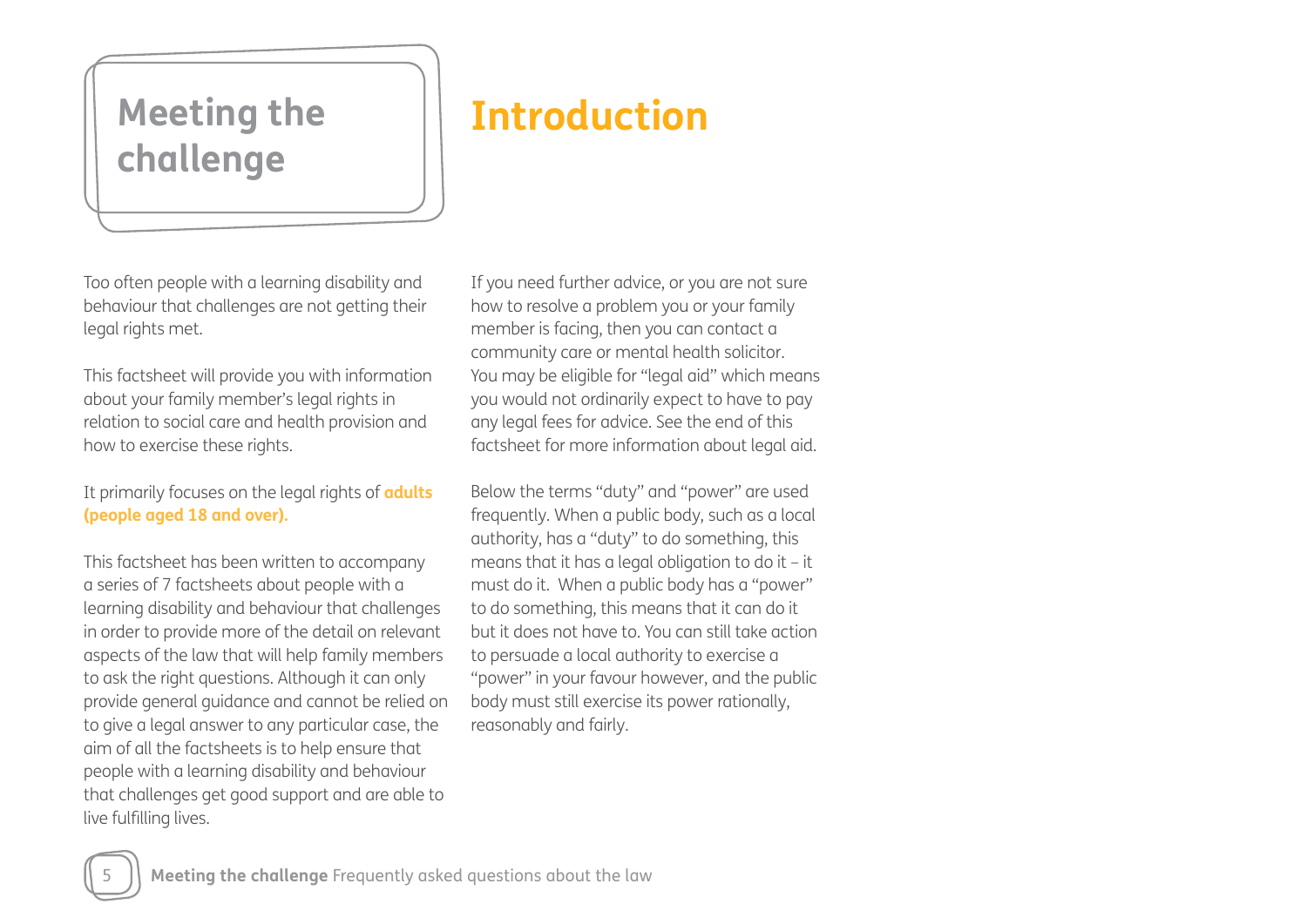# Introduction

Too often people with a learning disability and behaviour that challenges are not getting their legal rights met.

This factsheet will provide you with information about your family member's legal rights in relation to social care and health provision and how to exercise these rights.

It primarily focuses on the legal rights of **adults (people aged 18 and over).**

This factsheet has been written to accompany a series of 7 factsheets about people with a learning disability and behaviour that challenges in order to provide more of the detail on relevant aspects of the law that will help family members to ask the right questions. Although it can only provide general guidance and cannot be relied on to give a legal answer to any particular case, the aim of all the factsheets is to help ensure that people with a learning disability and behaviour that challenges get good support and are able to live fulfilling lives.

If you need further advice, or you are not sure how to resolve a problem you or your family member is facing, then you can contact a community care or mental health solicitor. You may be eligible for "legal aid" which means you would not ordinarily expect to have to pay any legal fees for advice. See the end of this factsheet for more information about legal aid.

Below the terms "duty" and "power" are used frequently. When a public body, such as a local authority, has a "duty" to do something, this means that it has a legal obligation to do it – it must do it. When a public body has a "power" to do something, this means that it can do it but it does not have to. You can still take action to persuade a local authority to exercise a "power" in your favour however, and the public body must still exercise its power rationally, reasonably and fairly.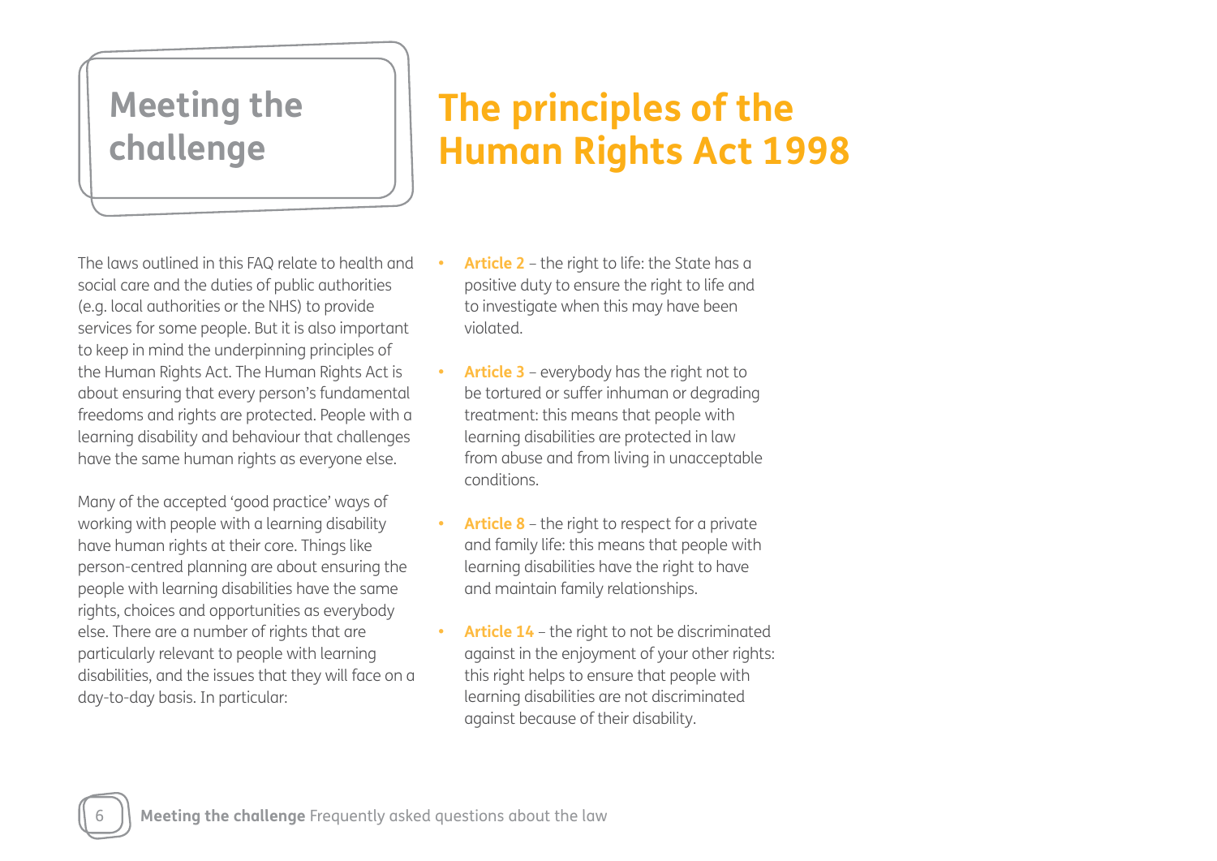Meeting the challenge

# The principles of the Human Rights Act 1998

The laws outlined in this FAQ relate to health and social care and the duties of public authorities (e.g. local authorities or the NHS) to provide services for some people. But it is also important to keep in mind the underpinning principles of the Human Rights Act. The Human Rights Act is about ensuring that every person's fundamental freedoms and rights are protected. People with a learning disability and behaviour that challenges have the same human rights as everyone else.

Many of the accepted 'good practice' ways of working with people with a learning disability have human rights at their core. Things like person-centred planning are about ensuring the people with learning disabilities have the same rights, choices and opportunities as everybody else. There are a number of rights that are particularly relevant to people with learning disabilities, and the issues that they will face on a day-to-day basis. In particular:

- **Article 2** – the right to life: the State has a positive duty to ensure the right to life and to investigate when this may have been violated.
- **Article 3** – everybody has the right not to be tortured or suffer inhuman or degrading treatment: this means that people with learning disabilities are protected in law from abuse and from living in unacceptable conditions.
- **Article 8** – the right to respect for a private and family life: this means that people with learning disabilities have the right to have and maintain family relationships.
- **Article 14** – the right to not be discriminated against in the enjoyment of your other rights: this right helps to ensure that people with learning disabilities are not discriminated against because of their disability.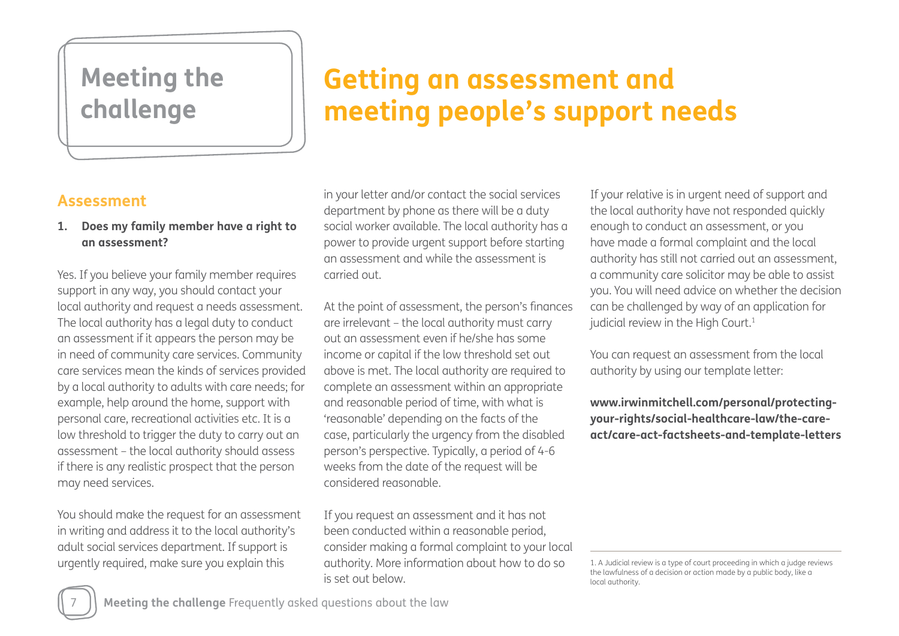# Meeting the challenge

# Getting an assessment and meeting people's support needs

## Assessment

**1. Does my family member have a right to an assessment?**

Yes. If you believe your family member requires support in any way, you should contact your local authority and request a needs assessment. The local authority has a legal duty to conduct an assessment if it appears the person may be in need of community care services. Community care services mean the kinds of services provided by a local authority to adults with care needs; for example, help around the home, support with personal care, recreational activities etc. It is a low threshold to trigger the duty to carry out an assessment – the local authority should assess if there is any realistic prospect that the person may need services.

You should make the request for an assessment in writing and address it to the local authority's adult social services department. If support is urgently required, make sure you explain this in your letter and/or contact the social services department by phone as there will be a duty social worker available. The local authority has a power to provide urgent support before starting an assessment and while the assessment is carried out.

At the point of assessment, the person's finances are irrelevant – the local authority must carry out an assessment even if he/she has some income or capital if the low threshold set out above is met. The local authority are required to complete an assessment within an appropriate and reasonable period of time, with what is 'reasonable' depending on the facts of the case, particularly the urgency from the disabled person's perspective. Typically, a period of 4-6 weeks from the date of the request will be considered reasonable.

If you request an assessment and it has not been conducted within a reasonable period, consider making a formal complaint to your local authority. More information about how to do so is set out below.

If your relative is in urgent need of support and the local authority have not responded quickly enough to conduct an assessment, or you have made a formal complaint and the local authority has still not carried out an assessment, a community care solicitor may be able to assist you. You will need advice on whether the decision can be challenged by way of an application for judicial review in the High Court.[1]

You can request an assessment from the local authority by using our template letter:

**www.irwinmitchell.com/personal/protecting-your-rights/social-healthcare-law/the-care-act/care-act-factsheets-and-template-letters**

1. A Judicial review is a type of court proceeding in which a judge reviews the lawfulness of a decision or action made by a public body, like a local authority.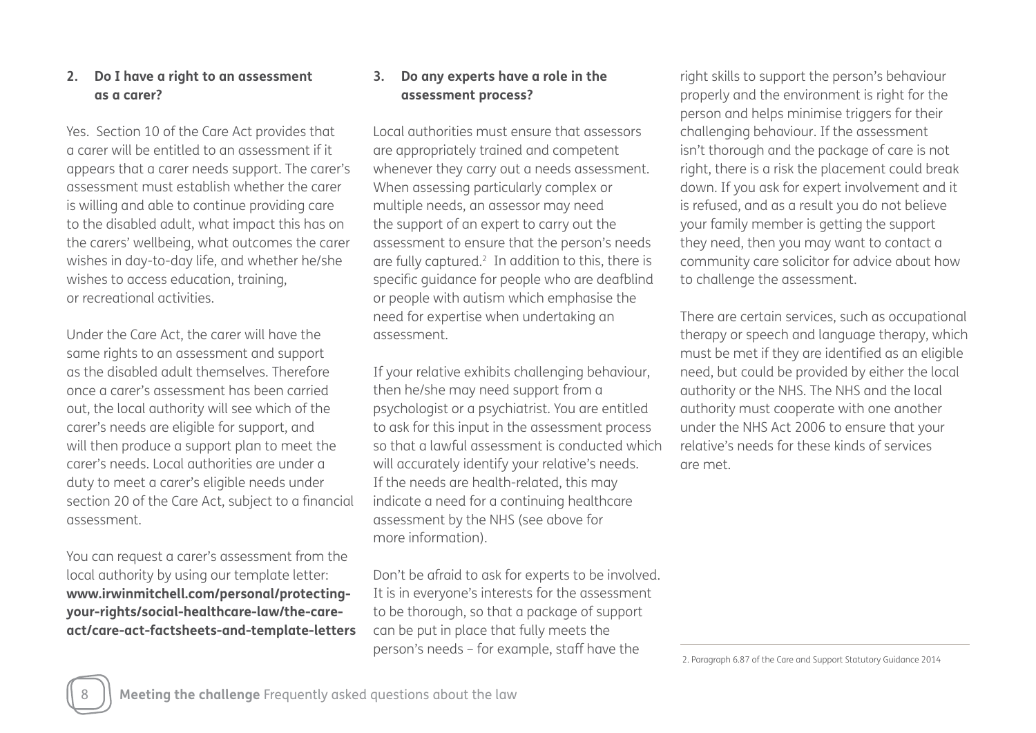## 2. Do I have a right to an assessment as a carer?

Yes. Section 10 of the Care Act provides that a carer will be entitled to an assessment if it appears that a carer needs support. The carer's assessment must establish whether the carer is willing and able to continue providing care to the disabled adult, what impact this has on the carers' wellbeing, what outcomes the carer wishes in day-to-day life, and whether he/she wishes to access education, training, or recreational activities.

Under the Care Act, the carer will have the same rights to an assessment and support as the disabled adult themselves. Therefore once a carer's assessment has been carried out, the local authority will see which of the carer's needs are eligible for support, and will then produce a support plan to meet the carer's needs. Local authorities are under a duty to meet a carer's eligible needs under section 20 of the Care Act, subject to a financial assessment.

You can request a carer's assessment from the local authority by using our template letter: **www.irwinmitchell.com/personal/protecting-your-rights/social-healthcare-law/the-care-act/care-act-factsheets-and-template-letters**

## 3. Do any experts have a role in the assessment process?

Local authorities must ensure that assessors are appropriately trained and competent whenever they carry out a needs assessment. When assessing particularly complex or multiple needs, an assessor may need the support of an expert to carry out the assessment to ensure that the person's needs are fully captured.[2] In addition to this, there is specific guidance for people who are deafblind or people with autism which emphasise the need for expertise when undertaking an assessment.

If your relative exhibits challenging behaviour, then he/she may need support from a psychologist or a psychiatrist. You are entitled to ask for this input in the assessment process so that a lawful assessment is conducted which will accurately identify your relative's needs. If the needs are health-related, this may indicate a need for a continuing healthcare assessment by the NHS (see above for more information).

Don't be afraid to ask for experts to be involved. It is in everyone's interests for the assessment to be thorough, so that a package of support can be put in place that fully meets the person's needs – for example, staff have the right skills to support the person's behaviour properly and the environment is right for the person and helps minimise triggers for their challenging behaviour. If the assessment isn't thorough and the package of care is not right, there is a risk the placement could break down. If you ask for expert involvement and it is refused, and as a result you do not believe your family member is getting the support they need, then you may want to contact a community care solicitor for advice about how to challenge the assessment.

There are certain services, such as occupational therapy or speech and language therapy, which must be met if they are identified as an eligible need, but could be provided by either the local authority or the NHS. The NHS and the local authority must cooperate with one another under the NHS Act 2006 to ensure that your relative's needs for these kinds of services are met.

---

2. Paragraph 6.87 of the Care and Support Statutory Guidance 2014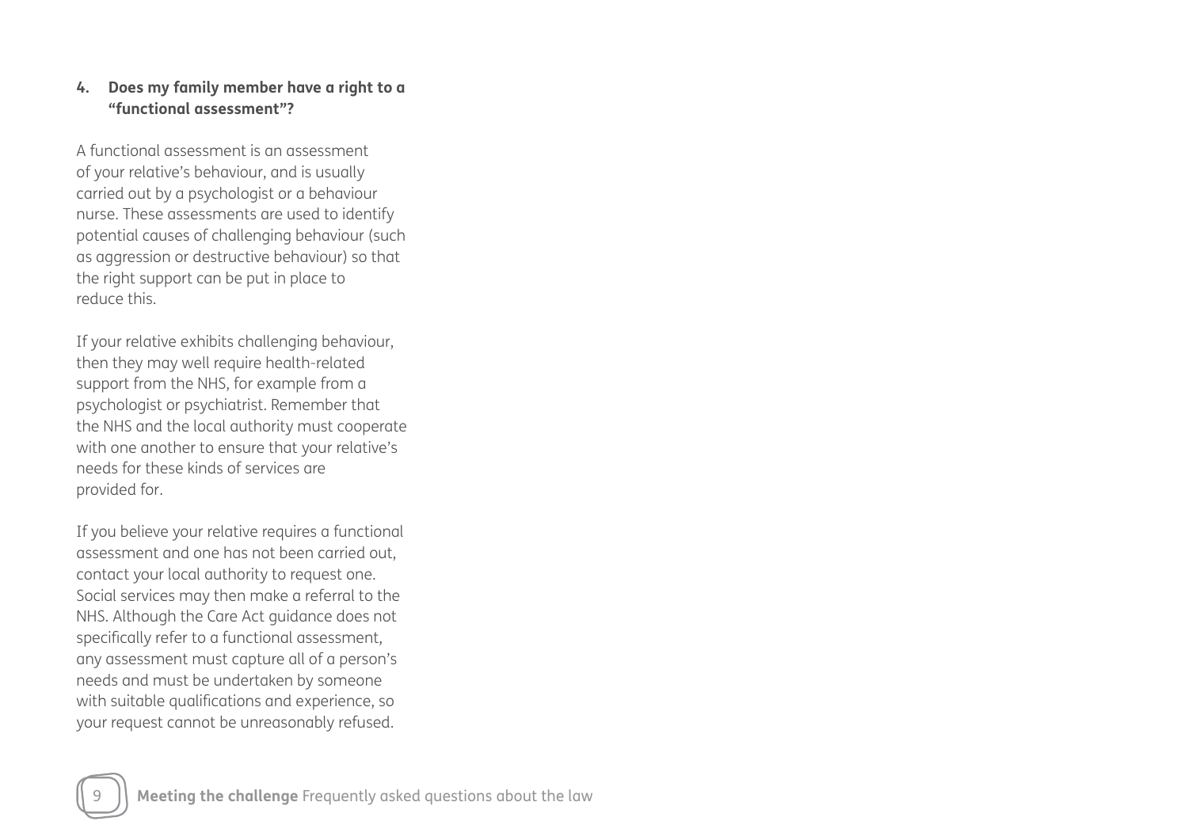### 4. Does my family member have a right to a "functional assessment"?

A functional assessment is an assessment of your relative's behaviour, and is usually carried out by a psychologist or a behaviour nurse. These assessments are used to identify potential causes of challenging behaviour (such as aggression or destructive behaviour) so that the right support can be put in place to reduce this.

If your relative exhibits challenging behaviour, then they may well require health-related support from the NHS, for example from a psychologist or psychiatrist. Remember that the NHS and the local authority must cooperate with one another to ensure that your relative's needs for these kinds of services are provided for.

If you believe your relative requires a functional assessment and one has not been carried out, contact your local authority to request one. Social services may then make a referral to the NHS. Although the Care Act guidance does not specifically refer to a functional assessment, any assessment must capture all of a person's needs and must be undertaken by someone with suitable qualifications and experience, so your request cannot be unreasonably refused.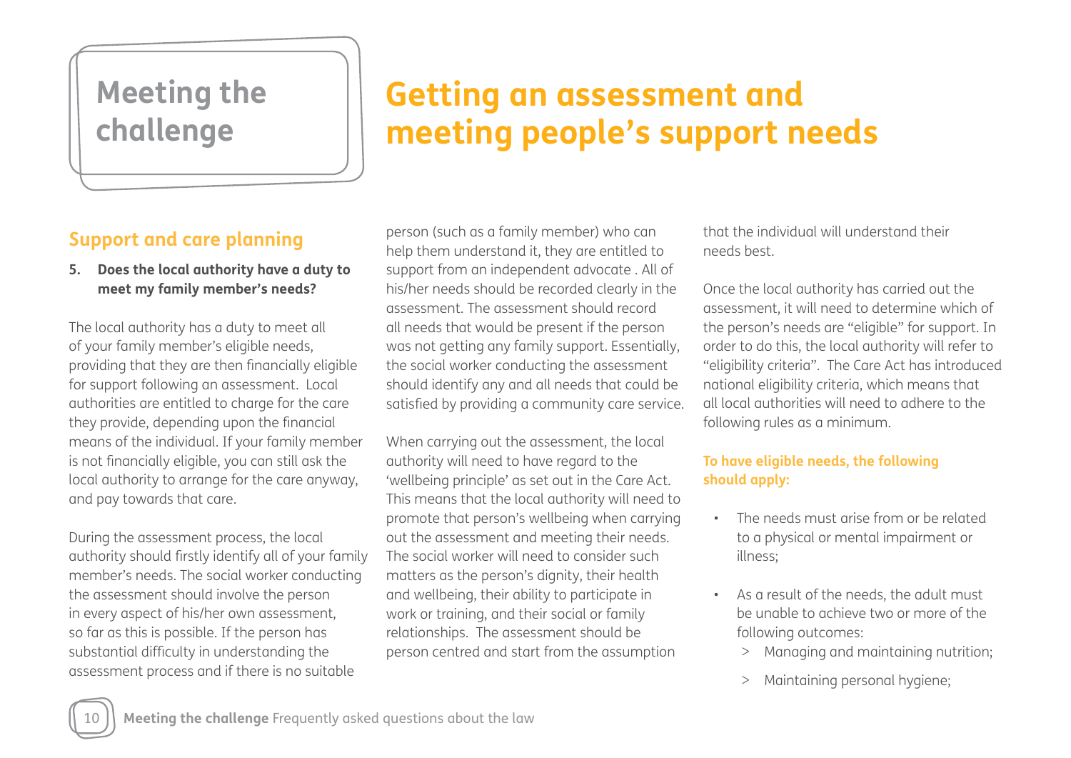# Meeting the challenge

# Getting an assessment and meeting people's support needs

## Support and care planning

**5. Does the local authority have a duty to meet my family member's needs?**

The local authority has a duty to meet all of your family member's eligible needs, providing that they are then financially eligible for support following an assessment. Local authorities are entitled to charge for the care they provide, depending upon the financial means of the individual. If your family member is not financially eligible, you can still ask the local authority to arrange for the care anyway, and pay towards that care.

During the assessment process, the local authority should firstly identify all of your family member's needs. The social worker conducting the assessment should involve the person in every aspect of his/her own assessment, so far as this is possible. If the person has substantial difficulty in understanding the assessment process and if there is no suitable person (such as a family member) who can help them understand it, they are entitled to support from an independent advocate . All of his/her needs should be recorded clearly in the assessment. The assessment should record all needs that would be present if the person was not getting any family support. Essentially, the social worker conducting the assessment should identify any and all needs that could be satisfied by providing a community care service.

When carrying out the assessment, the local authority will need to have regard to the 'wellbeing principle' as set out in the Care Act. This means that the local authority will need to promote that person's wellbeing when carrying out the assessment and meeting their needs. The social worker will need to consider such matters as the person's dignity, their health and wellbeing, their ability to participate in work or training, and their social or family relationships. The assessment should be person centred and start from the assumption that the individual will understand their needs best.

Once the local authority has carried out the assessment, it will need to determine which of the person's needs are "eligible" for support. In order to do this, the local authority will refer to "eligibility criteria". The Care Act has introduced national eligibility criteria, which means that all local authorities will need to adhere to the following rules as a minimum.

**To have eligible needs, the following should apply:**

- The needs must arise from or be related to a physical or mental impairment or illness;
- As a result of the needs, the adult must be unable to achieve two or more of the following outcomes:
  - Managing and maintaining nutrition;
  - Maintaining personal hygiene;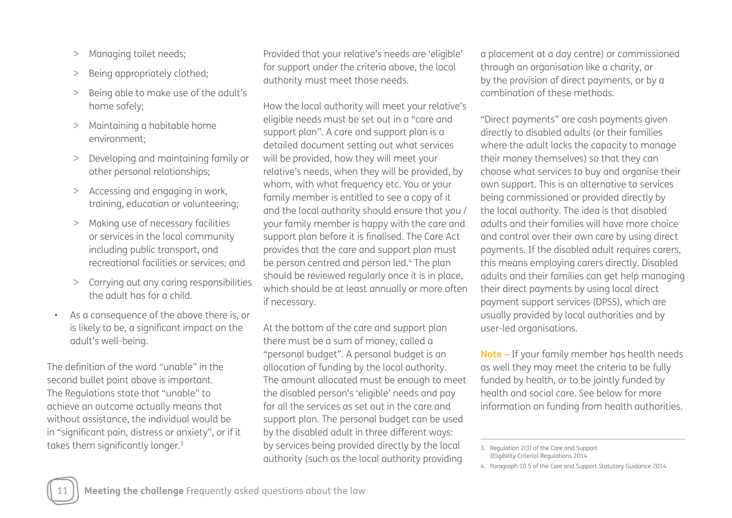> Managing toilet needs;
> Being appropriately clothed;
> Being able to make use of the adult's home safely;
> Maintaining a habitable home environment;
> Developing and maintaining family or other personal relationships;
> Accessing and engaging in work, training, education or volunteering;
> Making use of necessary facilities or services in the local community including public transport, and recreational facilities or services; and
> Carrying out any caring responsibilities the adult has for a child.

- As a consequence of the above there is, or is likely to be, a significant impact on the adult's well-being.

The definition of the word "unable" in the second bullet point above is important. The Regulations state that "unable" to achieve an outcome actually means that without assistance, the individual would be in "significant pain, distress or anxiety", or if it takes them significantly longer.[3]

Provided that your relative's needs are 'eligible' for support under the criteria above, the local authority must meet those needs.

How the local authority will meet your relative's eligible needs must be set out in a "care and support plan". A care and support plan is a detailed document setting out what services will be provided, how they will meet your relative's needs, when they will be provided, by whom, with what frequency etc. You or your family member is entitled to see a copy of it and the local authority should ensure that you / your family member is happy with the care and support plan before it is finalised. The Care Act provides that the care and support plan must be person centred and person led.[4] The plan should be reviewed regularly once it is in place, which should be at least annually or more often if necessary.

At the bottom of the care and support plan there must be a sum of money, called a "personal budget". A personal budget is an allocation of funding by the local authority. The amount allocated must be enough to meet the disabled person's 'eligible' needs and pay for all the services as set out in the care and support plan. The personal budget can be used by the disabled adult in three different ways: by services being provided directly by the local authority (such as the local authority providing a placement at a day centre) or commissioned through an organisation like a charity, or by the provision of direct payments, or by a combination of these methods.

"Direct payments" are cash payments given directly to disabled adults (or their families where the adult lacks the capacity to manage their money themselves) so that they can choose what services to buy and organise their own support. This is an alternative to services being commissioned or provided directly by the local authority. The idea is that disabled adults and their families will have more choice and control over their own care by using direct payments. If the disabled adult requires carers, this means employing carers directly. Disabled adults and their families can get help managing their direct payments by using local direct payment support services (DPSS), which are usually provided by local authorities and by user-led organisations.

**Note –** If your family member has health needs as well they may meet the criteria to be fully funded by health, or to be jointly funded by health and social care. See below for more information on funding from health authorities.

---

3. Regulation 2(3) of the Care and Support (Eligibility Criteria) Regulations 2014
4. Paragraph 10.5 of the Care and Support Statutory Guidance 2014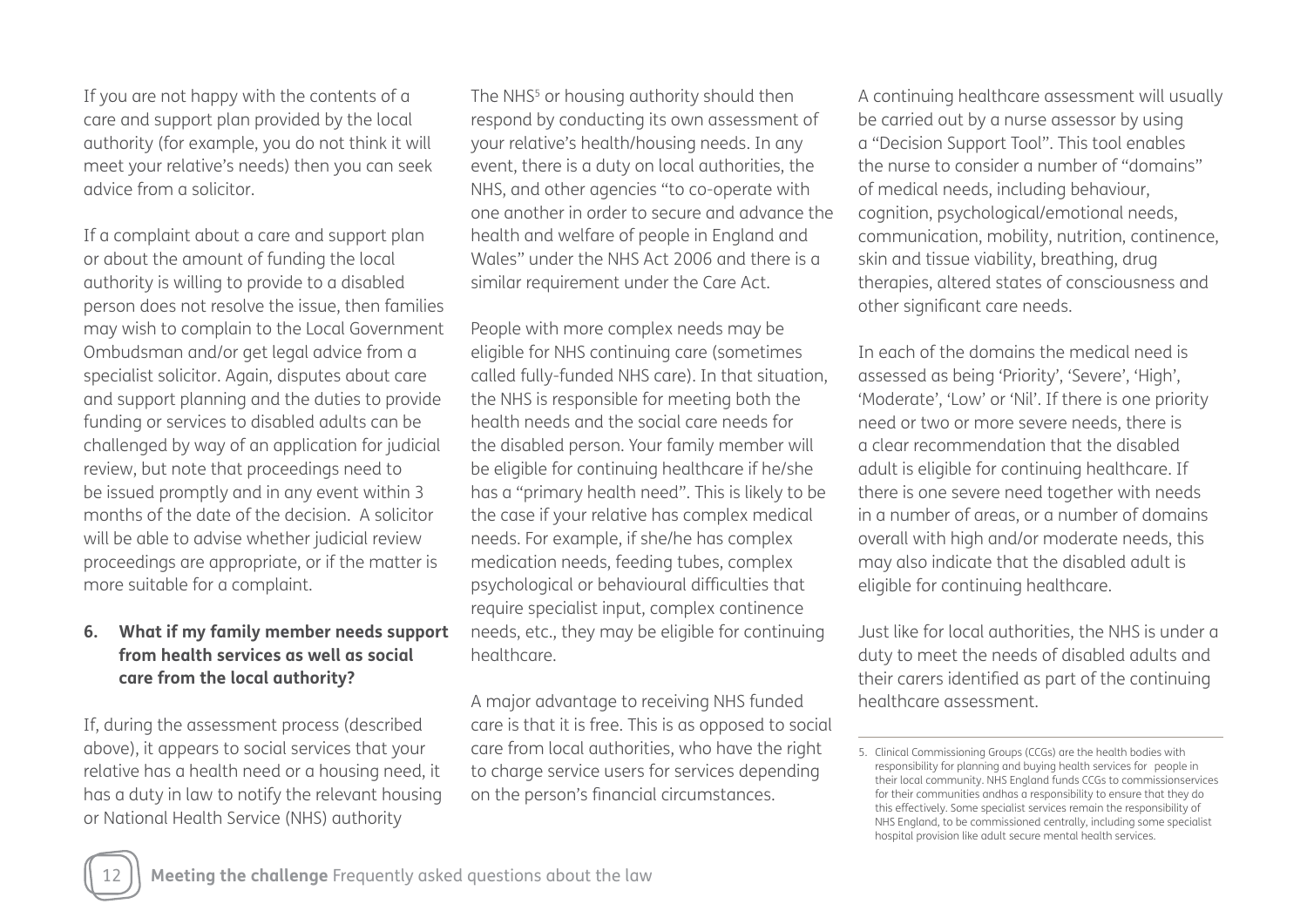If you are not happy with the contents of a care and support plan provided by the local authority (for example, you do not think it will meet your relative's needs) then you can seek advice from a solicitor.

If a complaint about a care and support plan or about the amount of funding the local authority is willing to provide to a disabled person does not resolve the issue, then families may wish to complain to the Local Government Ombudsman and/or get legal advice from a specialist solicitor. Again, disputes about care and support planning and the duties to provide funding or services to disabled adults can be challenged by way of an application for judicial review, but note that proceedings need to be issued promptly and in any event within 3 months of the date of the decision. A solicitor will be able to advise whether judicial review proceedings are appropriate, or if the matter is more suitable for a complaint.

### 6. What if my family member needs support from health services as well as social care from the local authority?

If, during the assessment process (described above), it appears to social services that your relative has a health need or a housing need, it has a duty in law to notify the relevant housing or National Health Service (NHS) authority

The NHS[5] or housing authority should then respond by conducting its own assessment of your relative's health/housing needs. In any event, there is a duty on local authorities, the NHS, and other agencies "to co-operate with one another in order to secure and advance the health and welfare of people in England and Wales" under the NHS Act 2006 and there is a similar requirement under the Care Act.

People with more complex needs may be eligible for NHS continuing care (sometimes called fully-funded NHS care). In that situation, the NHS is responsible for meeting both the health needs and the social care needs for the disabled person. Your family member will be eligible for continuing healthcare if he/she has a "primary health need". This is likely to be the case if your relative has complex medical needs. For example, if she/he has complex medication needs, feeding tubes, complex psychological or behavioural difficulties that require specialist input, complex continence needs, etc., they may be eligible for continuing healthcare.

A major advantage to receiving NHS funded care is that it is free. This is as opposed to social care from local authorities, who have the right to charge service users for services depending on the person's financial circumstances.

A continuing healthcare assessment will usually be carried out by a nurse assessor by using a "Decision Support Tool". This tool enables the nurse to consider a number of "domains" of medical needs, including behaviour, cognition, psychological/emotional needs, communication, mobility, nutrition, continence, skin and tissue viability, breathing, drug therapies, altered states of consciousness and other significant care needs.

In each of the domains the medical need is assessed as being 'Priority', 'Severe', 'High', 'Moderate', 'Low' or 'Nil'. If there is one priority need or two or more severe needs, there is a clear recommendation that the disabled adult is eligible for continuing healthcare. If there is one severe need together with needs in a number of areas, or a number of domains overall with high and/or moderate needs, this may also indicate that the disabled adult is eligible for continuing healthcare.

Just like for local authorities, the NHS is under a duty to meet the needs of disabled adults and their carers identified as part of the continuing healthcare assessment.

---

5. Clinical Commissioning Groups (CCGs) are the health bodies with responsibility for planning and buying health services for people in their local community. NHS England funds CCGs to commissionservices for their communities andhas a responsibility to ensure that they do this effectively. Some specialist services remain the responsibility of NHS England, to be commissioned centrally, including some specialist hospital provision like adult secure mental health services.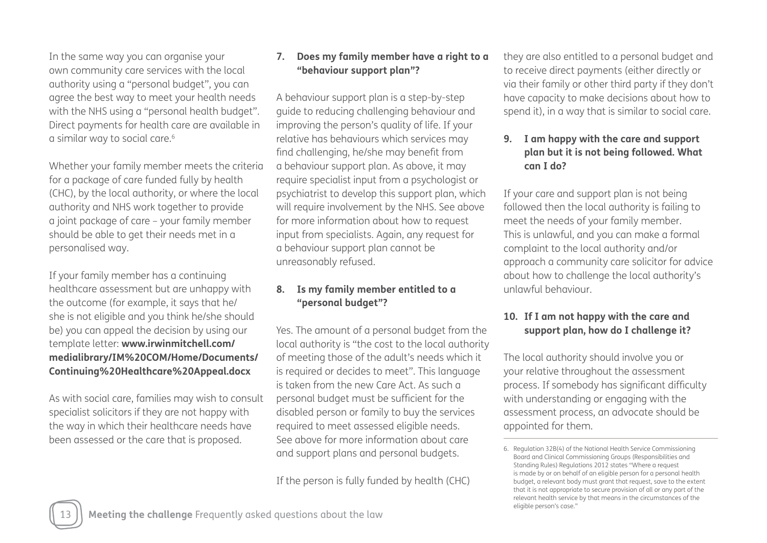In the same way you can organise your own community care services with the local authority using a "personal budget", you can agree the best way to meet your health needs with the NHS using a "personal health budget". Direct payments for health care are available in a similar way to social care.[6]

Whether your family member meets the criteria for a package of care funded fully by health (CHC), by the local authority, or where the local authority and NHS work together to provide a joint package of care – your family member should be able to get their needs met in a personalised way.

If your family member has a continuing healthcare assessment but are unhappy with the outcome (for example, it says that he/she is not eligible and you think he/she should be) you can appeal the decision by using our template letter: **www.irwinmitchell.com/medialibrary/IM%20COM/Home/Documents/Continuing%20Healthcare%20Appeal.docx**

As with social care, families may wish to consult specialist solicitors if they are not happy with the way in which their healthcare needs have been assessed or the care that is proposed.

### 7. Does my family member have a right to a "behaviour support plan"?

A behaviour support plan is a step-by-step guide to reducing challenging behaviour and improving the person's quality of life. If your relative has behaviours which services may find challenging, he/she may benefit from a behaviour support plan. As above, it may require specialist input from a psychologist or psychiatrist to develop this support plan, which will require involvement by the NHS. See above for more information about how to request input from specialists. Again, any request for a behaviour support plan cannot be unreasonably refused.

### 8. Is my family member entitled to a "personal budget"?

Yes. The amount of a personal budget from the local authority is "the cost to the local authority of meeting those of the adult's needs which it is required or decides to meet". This language is taken from the new Care Act. As such a personal budget must be sufficient for the disabled person or family to buy the services required to meet assessed eligible needs. See above for more information about care and support plans and personal budgets.

If the person is fully funded by health (CHC) they are also entitled to a personal budget and to receive direct payments (either directly or via their family or other third party if they don't have capacity to make decisions about how to spend it), in a way that is similar to social care.

### 9. I am happy with the care and support plan but it is not being followed. What can I do?

If your care and support plan is not being followed then the local authority is failing to meet the needs of your family member. This is unlawful, and you can make a formal complaint to the local authority and/or approach a community care solicitor for advice about how to challenge the local authority's unlawful behaviour.

### 10. If I am not happy with the care and support plan, how do I challenge it?

The local authority should involve you or your relative throughout the assessment process. If somebody has significant difficulty with understanding or engaging with the assessment process, an advocate should be appointed for them.

---

6. Regulation 32B(4) of the National Health Service Commissioning Board and Clinical Commissioning Groups (Responsibilities and Standing Rules) Regulations 2012 states "Where a request is made by or on behalf of an eligible person for a personal health budget, a relevant body must grant that request, save to the extent that it is not appropriate to secure provision of all or any part of the relevant health service by that means in the circumstances of the eligible person's case."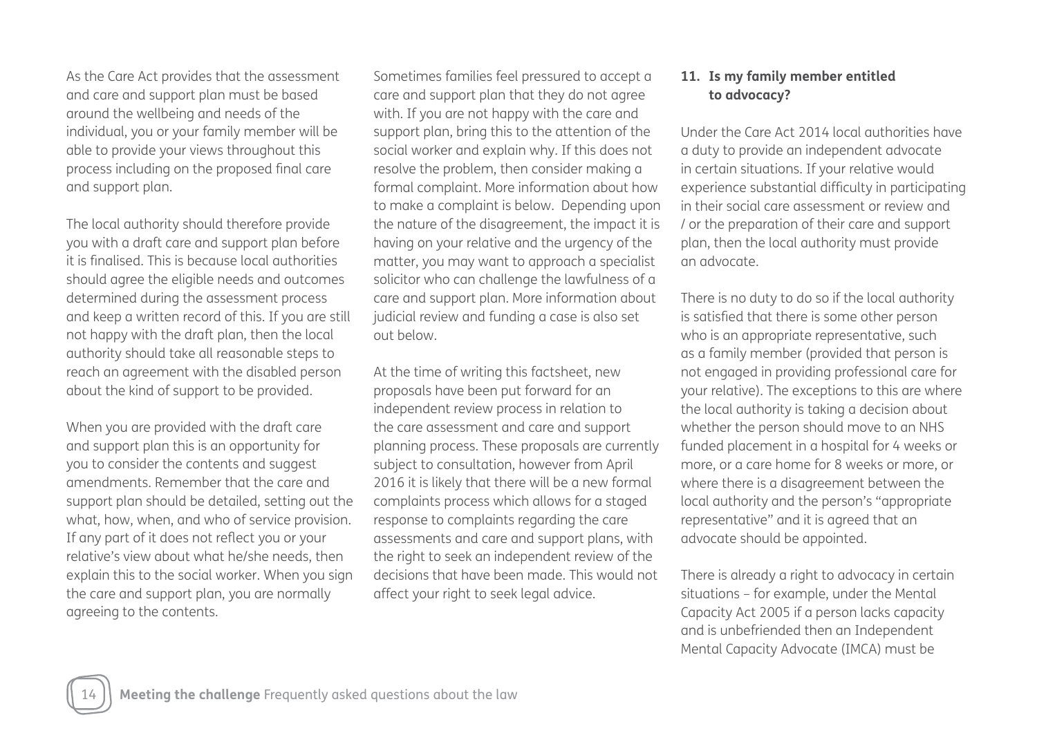As the Care Act provides that the assessment and care and support plan must be based around the wellbeing and needs of the individual, you or your family member will be able to provide your views throughout this process including on the proposed final care and support plan.

The local authority should therefore provide you with a draft care and support plan before it is finalised. This is because local authorities should agree the eligible needs and outcomes determined during the assessment process and keep a written record of this. If you are still not happy with the draft plan, then the local authority should take all reasonable steps to reach an agreement with the disabled person about the kind of support to be provided.

When you are provided with the draft care and support plan this is an opportunity for you to consider the contents and suggest amendments. Remember that the care and support plan should be detailed, setting out the what, how, when, and who of service provision. If any part of it does not reflect you or your relative's view about what he/she needs, then explain this to the social worker. When you sign the care and support plan, you are normally agreeing to the contents.

Sometimes families feel pressured to accept a care and support plan that they do not agree with. If you are not happy with the care and support plan, bring this to the attention of the social worker and explain why. If this does not resolve the problem, then consider making a formal complaint. More information about how to make a complaint is below. Depending upon the nature of the disagreement, the impact it is having on your relative and the urgency of the matter, you may want to approach a specialist solicitor who can challenge the lawfulness of a care and support plan. More information about judicial review and funding a case is also set out below.

At the time of writing this factsheet, new proposals have been put forward for an independent review process in relation to the care assessment and care and support planning process. These proposals are currently subject to consultation, however from April 2016 it is likely that there will be a new formal complaints process which allows for a staged response to complaints regarding the care assessments and care and support plans, with the right to seek an independent review of the decisions that have been made. This would not affect your right to seek legal advice.

### 11. Is my family member entitled to advocacy?

Under the Care Act 2014 local authorities have a duty to provide an independent advocate in certain situations. If your relative would experience substantial difficulty in participating in their social care assessment or review and / or the preparation of their care and support plan, then the local authority must provide an advocate.

There is no duty to do so if the local authority is satisfied that there is some other person who is an appropriate representative, such as a family member (provided that person is not engaged in providing professional care for your relative). The exceptions to this are where the local authority is taking a decision about whether the person should move to an NHS funded placement in a hospital for 4 weeks or more, or a care home for 8 weeks or more, or where there is a disagreement between the local authority and the person's "appropriate representative" and it is agreed that an advocate should be appointed.

There is already a right to advocacy in certain situations – for example, under the Mental Capacity Act 2005 if a person lacks capacity and is unbefriended then an Independent Mental Capacity Advocate (IMCA) must be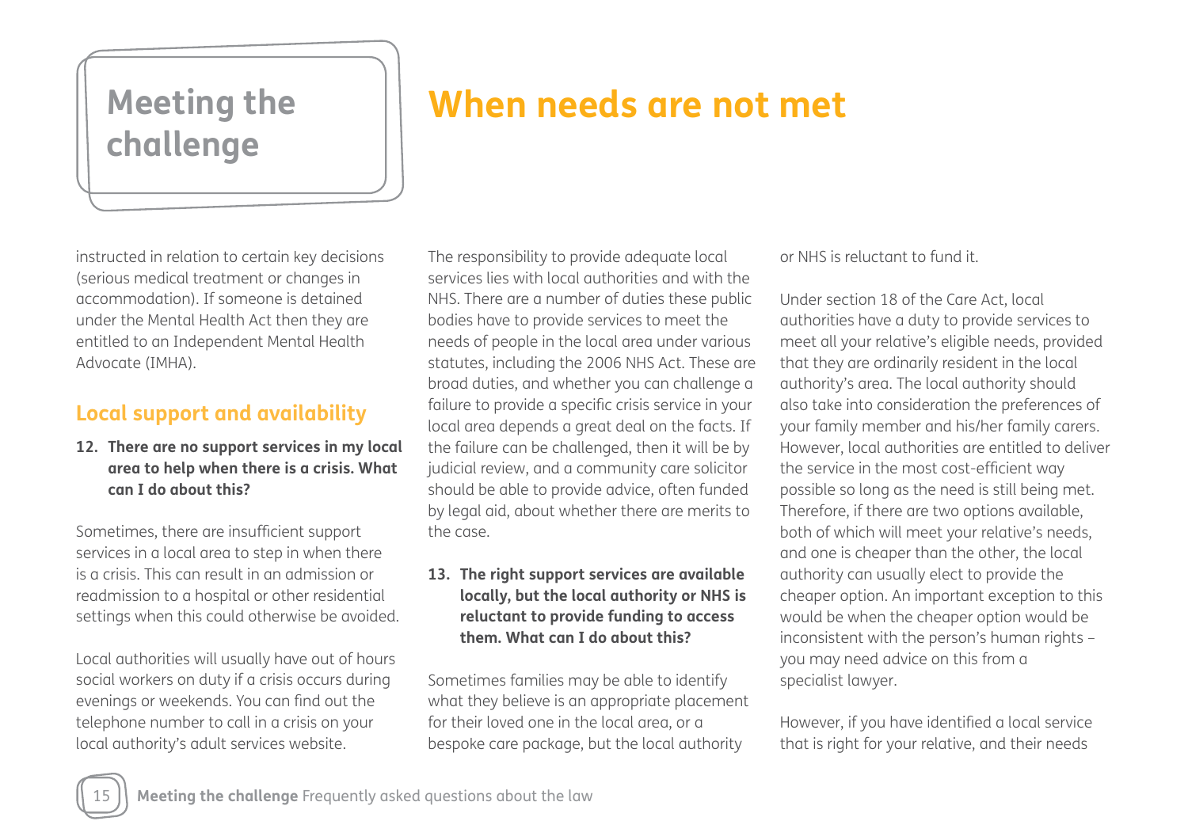# When needs are not met

instructed in relation to certain key decisions (serious medical treatment or changes in accommodation). If someone is detained under the Mental Health Act then they are entitled to an Independent Mental Health Advocate (IMHA).

## Local support and availability

**12. There are no support services in my local area to help when there is a crisis. What can I do about this?**

Sometimes, there are insufficient support services in a local area to step in when there is a crisis. This can result in an admission or readmission to a hospital or other residential settings when this could otherwise be avoided.

Local authorities will usually have out of hours social workers on duty if a crisis occurs during evenings or weekends. You can find out the telephone number to call in a crisis on your local authority's adult services website.

The responsibility to provide adequate local services lies with local authorities and with the NHS. There are a number of duties these public bodies have to provide services to meet the needs of people in the local area under various statutes, including the 2006 NHS Act. These are broad duties, and whether you can challenge a failure to provide a specific crisis service in your local area depends a great deal on the facts. If the failure can be challenged, then it will be by judicial review, and a community care solicitor should be able to provide advice, often funded by legal aid, about whether there are merits to the case.

**13. The right support services are available locally, but the local authority or NHS is reluctant to provide funding to access them. What can I do about this?**

Sometimes families may be able to identify what they believe is an appropriate placement for their loved one in the local area, or a bespoke care package, but the local authority or NHS is reluctant to fund it.

Under section 18 of the Care Act, local authorities have a duty to provide services to meet all your relative's eligible needs, provided that they are ordinarily resident in the local authority's area. The local authority should also take into consideration the preferences of your family member and his/her family carers. However, local authorities are entitled to deliver the service in the most cost-efficient way possible so long as the need is still being met. Therefore, if there are two options available, both of which will meet your relative's needs, and one is cheaper than the other, the local authority can usually elect to provide the cheaper option. An important exception to this would be when the cheaper option would be inconsistent with the person's human rights – you may need advice on this from a specialist lawyer.

However, if you have identified a local service that is right for your relative, and their needs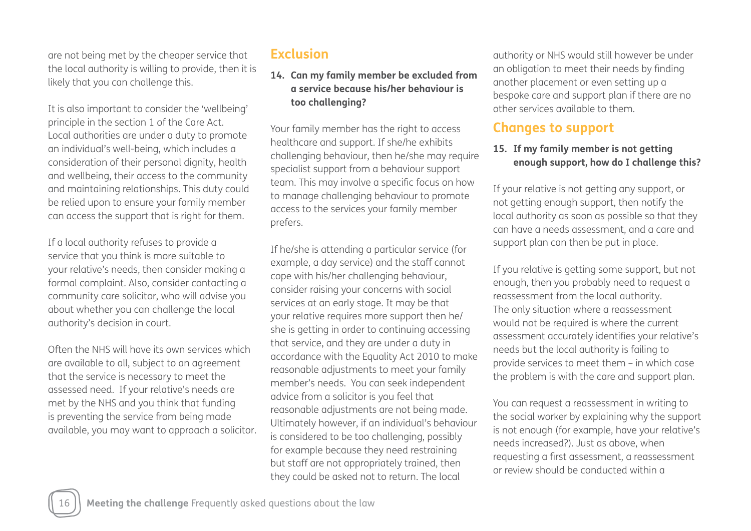are not being met by the cheaper service that the local authority is willing to provide, then it is likely that you can challenge this.

It is also important to consider the 'wellbeing' principle in the section 1 of the Care Act. Local authorities are under a duty to promote an individual's well-being, which includes a consideration of their personal dignity, health and wellbeing, their access to the community and maintaining relationships. This duty could be relied upon to ensure your family member can access the support that is right for them.

If a local authority refuses to provide a service that you think is more suitable to your relative's needs, then consider making a formal complaint. Also, consider contacting a community care solicitor, who will advise you about whether you can challenge the local authority's decision in court.

Often the NHS will have its own services which are available to all, subject to an agreement that the service is necessary to meet the assessed need. If your relative's needs are met by the NHS and you think that funding is preventing the service from being made available, you may want to approach a solicitor.

## Exclusion

**14. Can my family member be excluded from a service because his/her behaviour is too challenging?**

Your family member has the right to access healthcare and support. If she/he exhibits challenging behaviour, then he/she may require specialist support from a behaviour support team. This may involve a specific focus on how to manage challenging behaviour to promote access to the services your family member prefers.

If he/she is attending a particular service (for example, a day service) and the staff cannot cope with his/her challenging behaviour, consider raising your concerns with social services at an early stage. It may be that your relative requires more support then he/she is getting in order to continuing accessing that service, and they are under a duty in accordance with the Equality Act 2010 to make reasonable adjustments to meet your family member's needs. You can seek independent advice from a solicitor is you feel that reasonable adjustments are not being made. Ultimately however, if an individual's behaviour is considered to be too challenging, possibly for example because they need restraining but staff are not appropriately trained, then they could be asked not to return. The local authority or NHS would still however be under an obligation to meet their needs by finding another placement or even setting up a bespoke care and support plan if there are no other services available to them.

## Changes to support

**15. If my family member is not getting enough support, how do I challenge this?**

If your relative is not getting any support, or not getting enough support, then notify the local authority as soon as possible so that they can have a needs assessment, and a care and support plan can then be put in place.

If you relative is getting some support, but not enough, then you probably need to request a reassessment from the local authority. The only situation where a reassessment would not be required is where the current assessment accurately identifies your relative's needs but the local authority is failing to provide services to meet them – in which case the problem is with the care and support plan.

You can request a reassessment in writing to the social worker by explaining why the support is not enough (for example, have your relative's needs increased?). Just as above, when requesting a first assessment, a reassessment or review should be conducted within a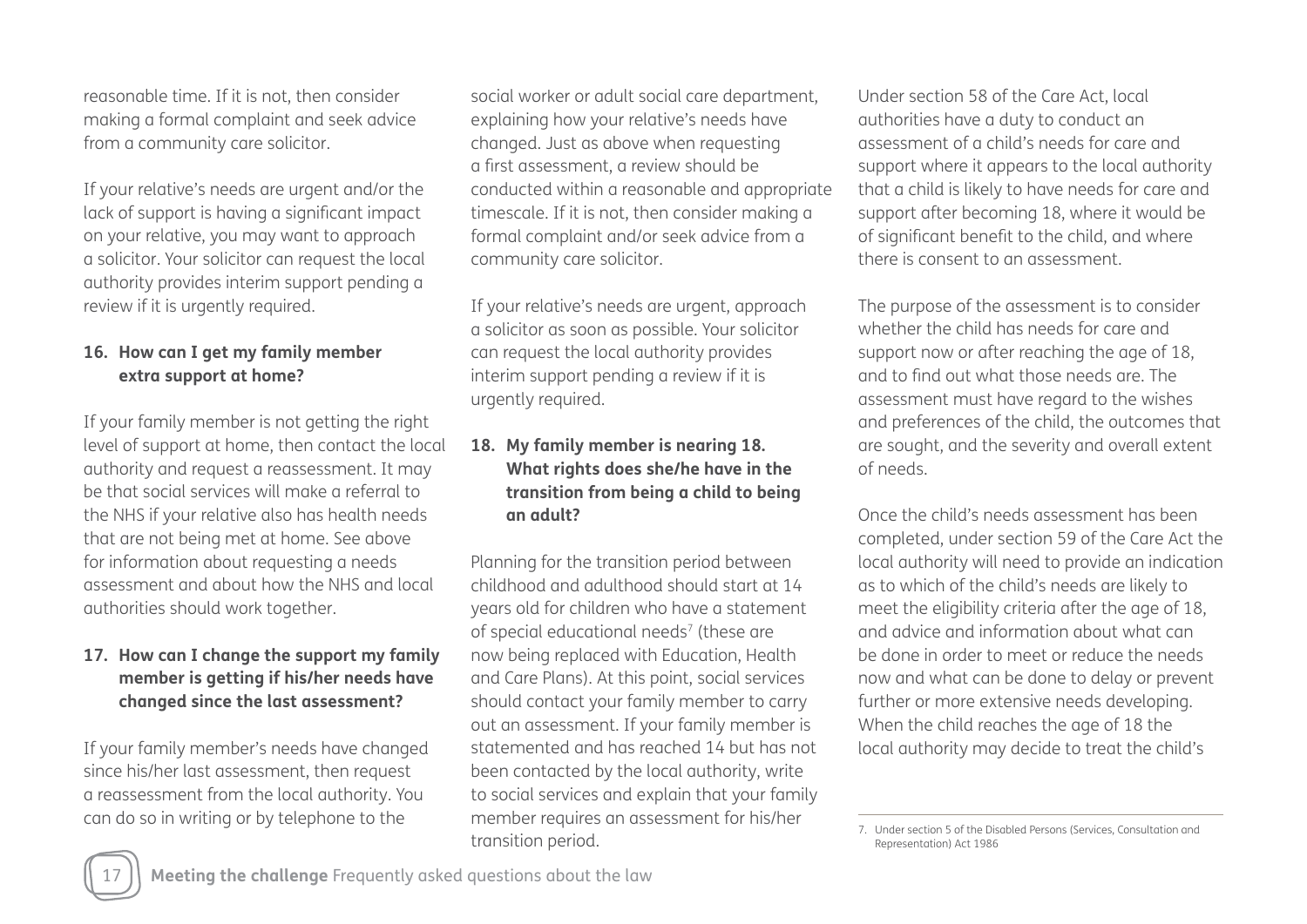reasonable time. If it is not, then consider making a formal complaint and seek advice from a community care solicitor.

If your relative's needs are urgent and/or the lack of support is having a significant impact on your relative, you may want to approach a solicitor. Your solicitor can request the local authority provides interim support pending a review if it is urgently required.

**16. How can I get my family member extra support at home?**

If your family member is not getting the right level of support at home, then contact the local authority and request a reassessment. It may be that social services will make a referral to the NHS if your relative also has health needs that are not being met at home. See above for information about requesting a needs assessment and about how the NHS and local authorities should work together.

**17. How can I change the support my family member is getting if his/her needs have changed since the last assessment?**

If your family member's needs have changed since his/her last assessment, then request a reassessment from the local authority. You can do so in writing or by telephone to the social worker or adult social care department, explaining how your relative's needs have changed. Just as above when requesting a first assessment, a review should be conducted within a reasonable and appropriate timescale. If it is not, then consider making a formal complaint and/or seek advice from a community care solicitor.

If your relative's needs are urgent, approach a solicitor as soon as possible. Your solicitor can request the local authority provides interim support pending a review if it is urgently required.

**18. My family member is nearing 18. What rights does she/he have in the transition from being a child to being an adult?**

Planning for the transition period between childhood and adulthood should start at 14 years old for children who have a statement of special educational needs[7] (these are now being replaced with Education, Health and Care Plans). At this point, social services should contact your family member to carry out an assessment. If your family member is statemented and has reached 14 but has not been contacted by the local authority, write to social services and explain that your family member requires an assessment for his/her transition period.

Under section 58 of the Care Act, local authorities have a duty to conduct an assessment of a child's needs for care and support where it appears to the local authority that a child is likely to have needs for care and support after becoming 18, where it would be of significant benefit to the child, and where there is consent to an assessment.

The purpose of the assessment is to consider whether the child has needs for care and support now or after reaching the age of 18, and to find out what those needs are. The assessment must have regard to the wishes and preferences of the child, the outcomes that are sought, and the severity and overall extent of needs.

Once the child's needs assessment has been completed, under section 59 of the Care Act the local authority will need to provide an indication as to which of the child's needs are likely to meet the eligibility criteria after the age of 18, and advice and information about what can be done in order to meet or reduce the needs now and what can be done to delay or prevent further or more extensive needs developing. When the child reaches the age of 18 the local authority may decide to treat the child's

7. Under section 5 of the Disabled Persons (Services, Consultation and Representation) Act 1986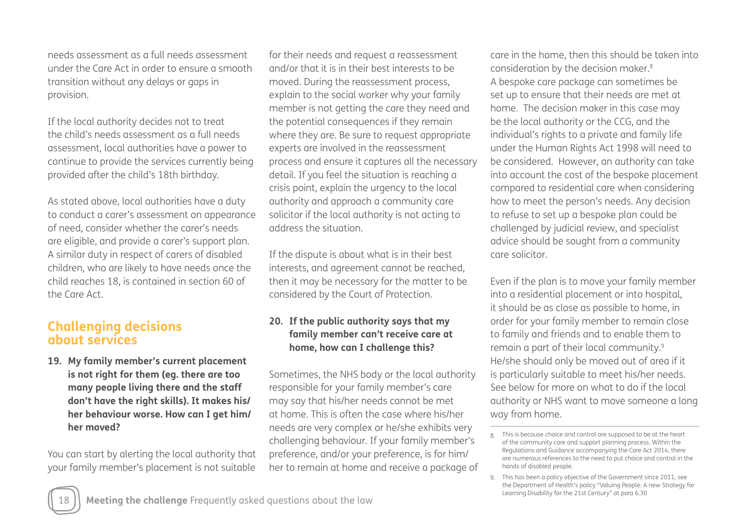needs assessment as a full needs assessment under the Care Act in order to ensure a smooth transition without any delays or gaps in provision.

If the local authority decides not to treat the child's needs assessment as a full needs assessment, local authorities have a power to continue to provide the services currently being provided after the child's 18th birthday.

As stated above, local authorities have a duty to conduct a carer's assessment on appearance of need, consider whether the carer's needs are eligible, and provide a carer's support plan. A similar duty in respect of carers of disabled children, who are likely to have needs once the child reaches 18, is contained in section 60 of the Care Act.

## Challenging decisions about services

**19. My family member's current placement is not right for them (eg. there are too many people living there and the staff don't have the right skills). It makes his/her behaviour worse. How can I get him/her moved?**

You can start by alerting the local authority that your family member's placement is not suitable for their needs and request a reassessment and/or that it is in their best interests to be moved. During the reassessment process, explain to the social worker why your family member is not getting the care they need and the potential consequences if they remain where they are. Be sure to request appropriate experts are involved in the reassessment process and ensure it captures all the necessary detail. If you feel the situation is reaching a crisis point, explain the urgency to the local authority and approach a community care solicitor if the local authority is not acting to address the situation.

If the dispute is about what is in their best interests, and agreement cannot be reached, then it may be necessary for the matter to be considered by the Court of Protection.

**20. If the public authority says that my family member can't receive care at home, how can I challenge this?**

Sometimes, the NHS body or the local authority responsible for your family member's care may say that his/her needs cannot be met at home. This is often the case where his/her needs are very complex or he/she exhibits very challenging behaviour. If your family member's preference, and/or your preference, is for him/her to remain at home and receive a package of care in the home, then this should be taken into consideration by the decision maker.[8] A bespoke care package can sometimes be set up to ensure that their needs are met at home. The decision maker in this case may be the local authority or the CCG, and the individual's rights to a private and family life under the Human Rights Act 1998 will need to be considered. However, an authority can take into account the cost of the bespoke placement compared to residential care when considering how to meet the person's needs. Any decision to refuse to set up a bespoke plan could be challenged by judicial review, and specialist advice should be sought from a community care solicitor.

Even if the plan is to move your family member into a residential placement or into hospital, it should be as close as possible to home, in order for your family member to remain close to family and friends and to enable them to remain a part of their local community.[9] He/she should only be moved out of area if it is particularly suitable to meet his/her needs. See below for more on what to do if the local authority or NHS want to move someone a long way from home.

---

8. This is because choice and control are supposed to be at the heart of the community care and support planning process. Within the Regulations and Guidance accompanying the Care Act 2014, there are numerous references to the need to put choice and control in the hands of disabled people.

9. This has been a policy objective of the Government since 2011, see the Department of Health's policy "Valuing People: A new Strategy for Learning Disability for the 21st Century" at para 6.30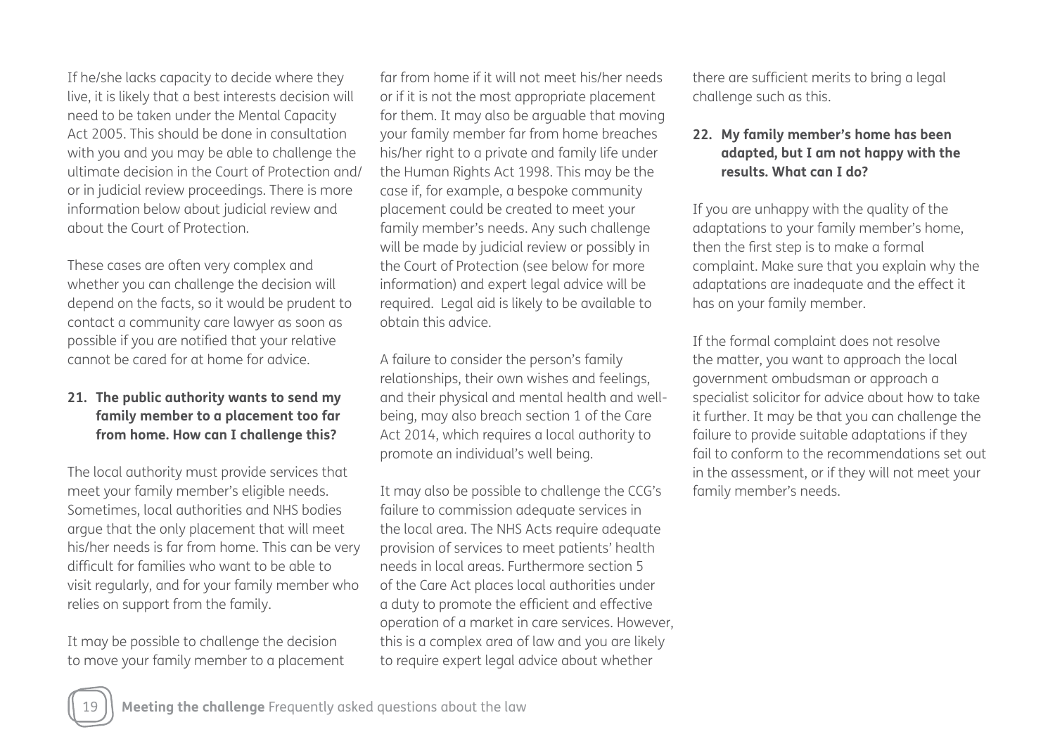If he/she lacks capacity to decide where they live, it is likely that a best interests decision will need to be taken under the Mental Capacity Act 2005. This should be done in consultation with you and you may be able to challenge the ultimate decision in the Court of Protection and/or in judicial review proceedings. There is more information below about judicial review and about the Court of Protection.

These cases are often very complex and whether you can challenge the decision will depend on the facts, so it would be prudent to contact a community care lawyer as soon as possible if you are notified that your relative cannot be cared for at home for advice.

### 21. The public authority wants to send my family member to a placement too far from home. How can I challenge this?

The local authority must provide services that meet your family member's eligible needs. Sometimes, local authorities and NHS bodies argue that the only placement that will meet his/her needs is far from home. This can be very difficult for families who want to be able to visit regularly, and for your family member who relies on support from the family.

It may be possible to challenge the decision to move your family member to a placement far from home if it will not meet his/her needs or if it is not the most appropriate placement for them. It may also be arguable that moving your family member far from home breaches his/her right to a private and family life under the Human Rights Act 1998. This may be the case if, for example, a bespoke community placement could be created to meet your family member's needs. Any such challenge will be made by judicial review or possibly in the Court of Protection (see below for more information) and expert legal advice will be required. Legal aid is likely to be available to obtain this advice.

A failure to consider the person's family relationships, their own wishes and feelings, and their physical and mental health and well-being, may also breach section 1 of the Care Act 2014, which requires a local authority to promote an individual's well being.

It may also be possible to challenge the CCG's failure to commission adequate services in the local area. The NHS Acts require adequate provision of services to meet patients' health needs in local areas. Furthermore section 5 of the Care Act places local authorities under a duty to promote the efficient and effective operation of a market in care services. However, this is a complex area of law and you are likely to require expert legal advice about whether there are sufficient merits to bring a legal challenge such as this.

### 22. My family member's home has been adapted, but I am not happy with the results. What can I do?

If you are unhappy with the quality of the adaptations to your family member's home, then the first step is to make a formal complaint. Make sure that you explain why the adaptations are inadequate and the effect it has on your family member.

If the formal complaint does not resolve the matter, you want to approach the local government ombudsman or approach a specialist solicitor for advice about how to take it further. It may be that you can challenge the failure to provide suitable adaptations if they fail to conform to the recommendations set out in the assessment, or if they will not meet your family member's needs.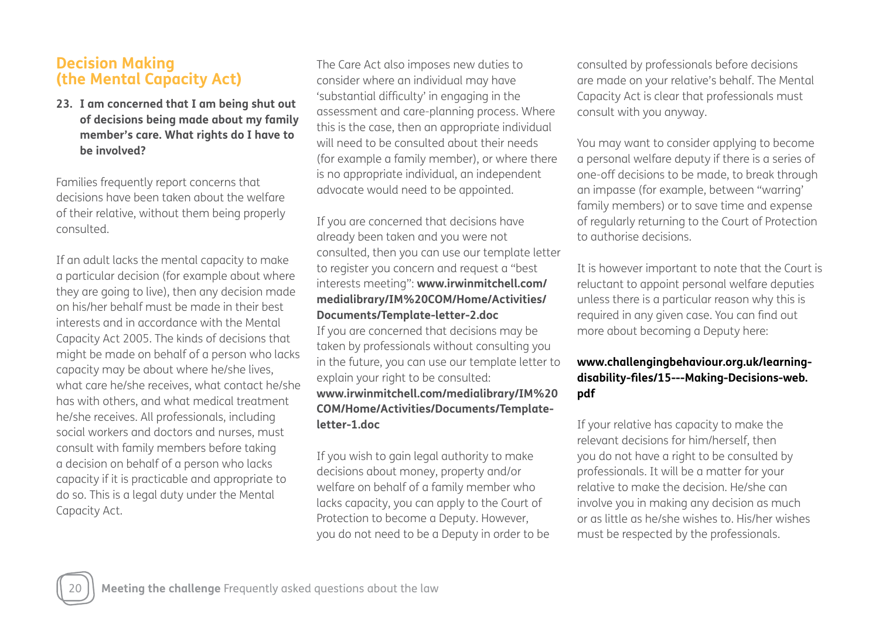## Decision Making (the Mental Capacity Act)

**23. I am concerned that I am being shut out of decisions being made about my family member's care. What rights do I have to be involved?**

Families frequently report concerns that decisions have been taken about the welfare of their relative, without them being properly consulted.

If an adult lacks the mental capacity to make a particular decision (for example about where they are going to live), then any decision made on his/her behalf must be made in their best interests and in accordance with the Mental Capacity Act 2005. The kinds of decisions that might be made on behalf of a person who lacks capacity may be about where he/she lives, what care he/she receives, what contact he/she has with others, and what medical treatment he/she receives. All professionals, including social workers and doctors and nurses, must consult with family members before taking a decision on behalf of a person who lacks capacity if it is practicable and appropriate to do so. This is a legal duty under the Mental Capacity Act.

The Care Act also imposes new duties to consider where an individual may have 'substantial difficulty' in engaging in the assessment and care-planning process. Where this is the case, then an appropriate individual will need to be consulted about their needs (for example a family member), or where there is no appropriate individual, an independent advocate would need to be appointed.

If you are concerned that decisions have already been taken and you were not consulted, then you can use our template letter to register you concern and request a "best interests meeting": **www.irwinmitchell.com/medialibrary/IM%20COM/Home/Activities/Documents/Template-letter-2.doc**
If you are concerned that decisions may be taken by professionals without consulting you in the future, you can use our template letter to explain your right to be consulted: **www.irwinmitchell.com/medialibrary/IM%20COM/Home/Activities/Documents/Template-letter-1.doc**

If you wish to gain legal authority to make decisions about money, property and/or welfare on behalf of a family member who lacks capacity, you can apply to the Court of Protection to become a Deputy. However, you do not need to be a Deputy in order to be consulted by professionals before decisions are made on your relative's behalf. The Mental Capacity Act is clear that professionals must consult with you anyway.

You may want to consider applying to become a personal welfare deputy if there is a series of one-off decisions to be made, to break through an impasse (for example, between "warring' family members) or to save time and expense of regularly returning to the Court of Protection to authorise decisions.

It is however important to note that the Court is reluctant to appoint personal welfare deputies unless there is a particular reason why this is required in any given case. You can find out more about becoming a Deputy here:

**www.challengingbehaviour.org.uk/learning-disability-files/15---Making-Decisions-web.pdf**

If your relative has capacity to make the relevant decisions for him/herself, then you do not have a right to be consulted by professionals. It will be a matter for your relative to make the decision. He/she can involve you in making any decision as much or as little as he/she wishes to. His/her wishes must be respected by the professionals.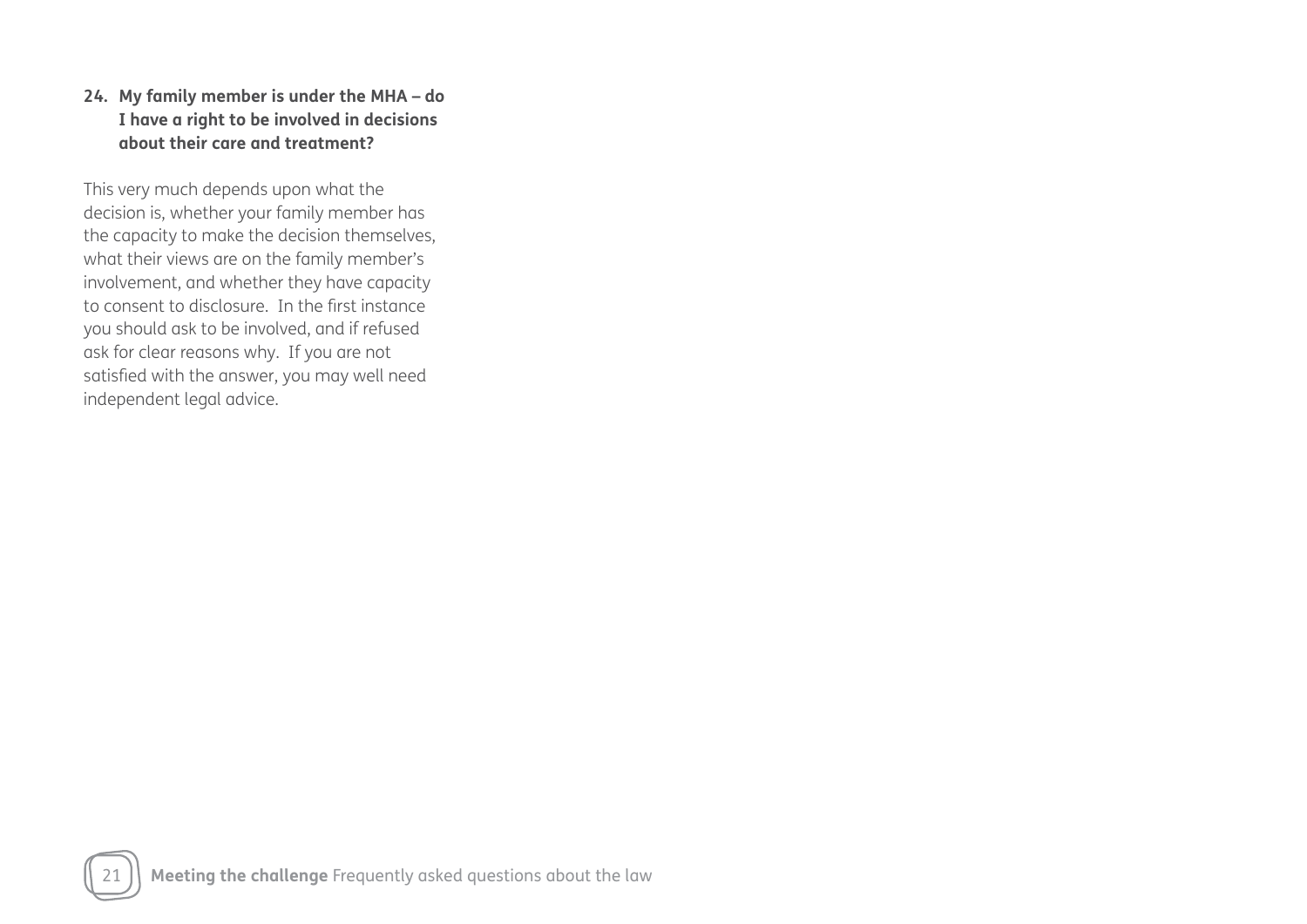**24. My family member is under the MHA – do I have a right to be involved in decisions about their care and treatment?**

This very much depends upon what the decision is, whether your family member has the capacity to make the decision themselves, what their views are on the family member's involvement, and whether they have capacity to consent to disclosure. In the first instance you should ask to be involved, and if refused ask for clear reasons why. If you are not satisfied with the answer, you may well need independent legal advice.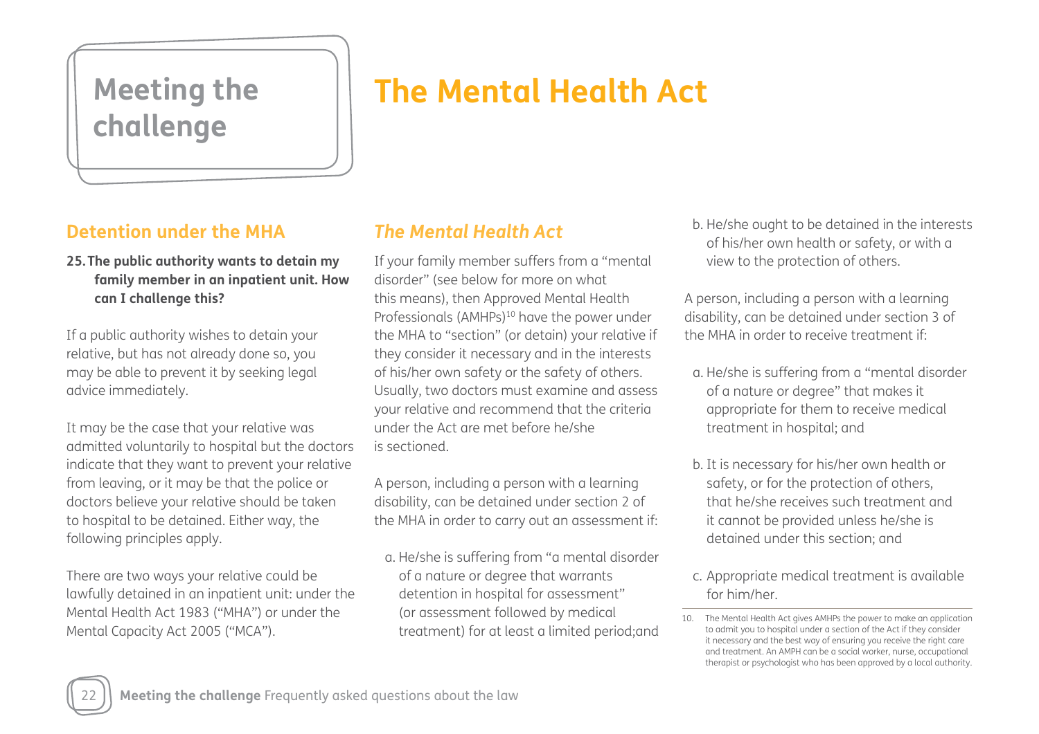# Meeting the challenge

# The Mental Health Act

## Detention under the MHA

**25. The public authority wants to detain my family member in an inpatient unit. How can I challenge this?**

If a public authority wishes to detain your relative, but has not already done so, you may be able to prevent it by seeking legal advice immediately.

It may be the case that your relative was admitted voluntarily to hospital but the doctors indicate that they want to prevent your relative from leaving, or it may be that the police or doctors believe your relative should be taken to hospital to be detained. Either way, the following principles apply.

There are two ways your relative could be lawfully detained in an inpatient unit: under the Mental Health Act 1983 ("MHA") or under the Mental Capacity Act 2005 ("MCA").

## *The Mental Health Act*

If your family member suffers from a "mental disorder" (see below for more on what this means), then Approved Mental Health Professionals (AMHPs)[10] have the power under the MHA to "section" (or detain) your relative if they consider it necessary and in the interests of his/her own safety or the safety of others. Usually, two doctors must examine and assess your relative and recommend that the criteria under the Act are met before he/she is sectioned.

A person, including a person with a learning disability, can be detained under section 2 of the MHA in order to carry out an assessment if:

a. He/she is suffering from "a mental disorder of a nature or degree that warrants detention in hospital for assessment" (or assessment followed by medical treatment) for at least a limited period;and

b. He/she ought to be detained in the interests of his/her own health or safety, or with a view to the protection of others.

A person, including a person with a learning disability, can be detained under section 3 of the MHA in order to receive treatment if:

a. He/she is suffering from a "mental disorder of a nature or degree" that makes it appropriate for them to receive medical treatment in hospital; and

b. It is necessary for his/her own health or safety, or for the protection of others, that he/she receives such treatment and it cannot be provided unless he/she is detained under this section; and

c. Appropriate medical treatment is available for him/her.

---

10. The Mental Health Act gives AMHPs the power to make an application to admit you to hospital under a section of the Act if they consider it necessary and the best way of ensuring you receive the right care and treatment. An AMPH can be a social worker, nurse, occupational therapist or psychologist who has been approved by a local authority.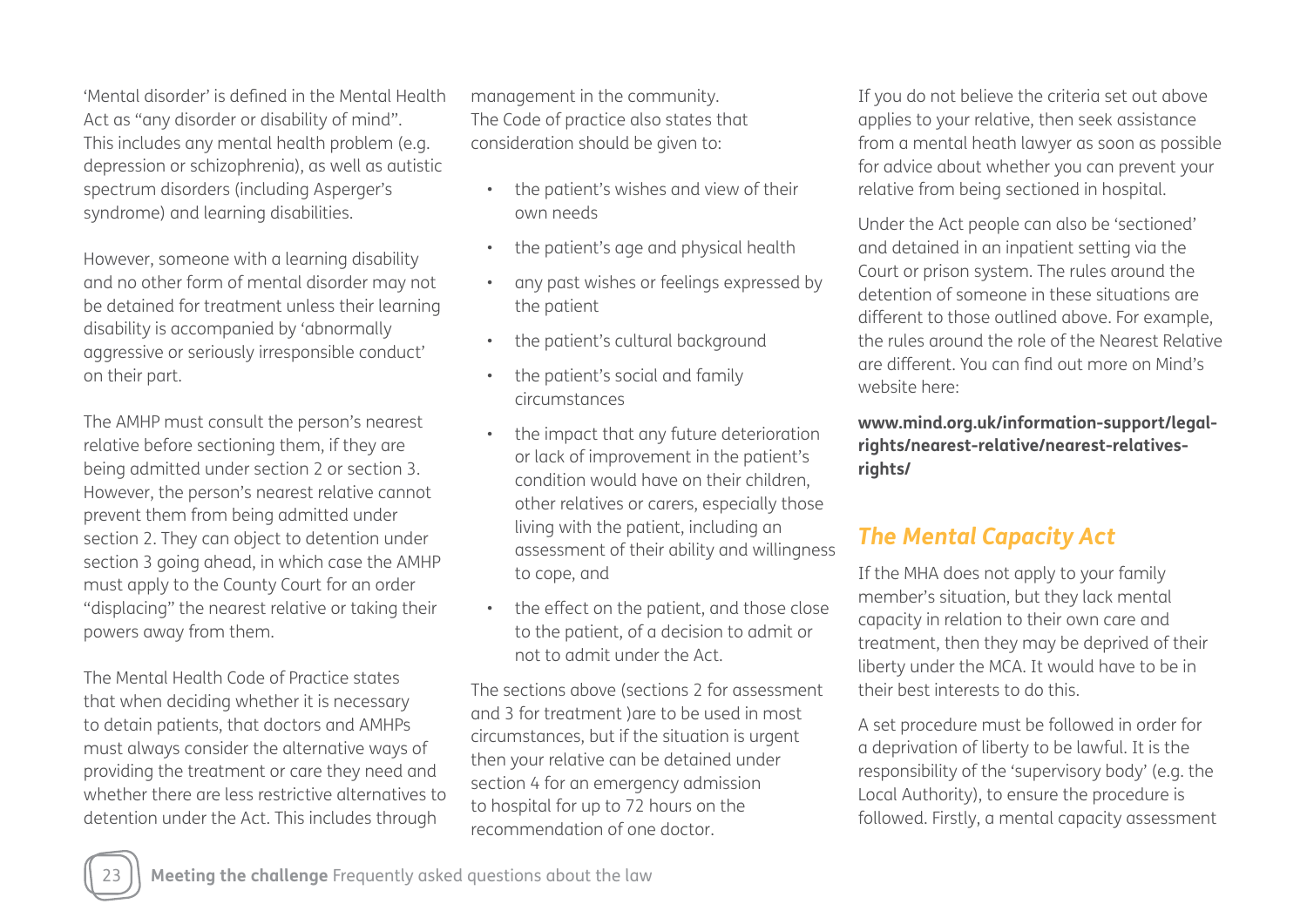'Mental disorder' is defined in the Mental Health Act as "any disorder or disability of mind". This includes any mental health problem (e.g. depression or schizophrenia), as well as autistic spectrum disorders (including Asperger's syndrome) and learning disabilities.

However, someone with a learning disability and no other form of mental disorder may not be detained for treatment unless their learning disability is accompanied by 'abnormally aggressive or seriously irresponsible conduct' on their part.

The AMHP must consult the person's nearest relative before sectioning them, if they are being admitted under section 2 or section 3. However, the person's nearest relative cannot prevent them from being admitted under section 2. They can object to detention under section 3 going ahead, in which case the AMHP must apply to the County Court for an order "displacing" the nearest relative or taking their powers away from them.

The Mental Health Code of Practice states that when deciding whether it is necessary to detain patients, that doctors and AMHPs must always consider the alternative ways of providing the treatment or care they need and whether there are less restrictive alternatives to detention under the Act. This includes through management in the community. The Code of practice also states that consideration should be given to:

- the patient's wishes and view of their own needs
- the patient's age and physical health
- any past wishes or feelings expressed by the patient
- the patient's cultural background
- the patient's social and family circumstances
- the impact that any future deterioration or lack of improvement in the patient's condition would have on their children, other relatives or carers, especially those living with the patient, including an assessment of their ability and willingness to cope, and
- the effect on the patient, and those close to the patient, of a decision to admit or not to admit under the Act.

The sections above (sections 2 for assessment and 3 for treatment )are to be used in most circumstances, but if the situation is urgent then your relative can be detained under section 4 for an emergency admission to hospital for up to 72 hours on the recommendation of one doctor.

If you do not believe the criteria set out above applies to your relative, then seek assistance from a mental heath lawyer as soon as possible for advice about whether you can prevent your relative from being sectioned in hospital.

Under the Act people can also be 'sectioned' and detained in an inpatient setting via the Court or prison system. The rules around the detention of someone in these situations are different to those outlined above. For example, the rules around the role of the Nearest Relative are different. You can find out more on Mind's website here:

**www.mind.org.uk/information-support/legal-rights/nearest-relative/nearest-relatives-rights/**

## *The Mental Capacity Act*

If the MHA does not apply to your family member's situation, but they lack mental capacity in relation to their own care and treatment, then they may be deprived of their liberty under the MCA. It would have to be in their best interests to do this.

A set procedure must be followed in order for a deprivation of liberty to be lawful. It is the responsibility of the 'supervisory body' (e.g. the Local Authority), to ensure the procedure is followed. Firstly, a mental capacity assessment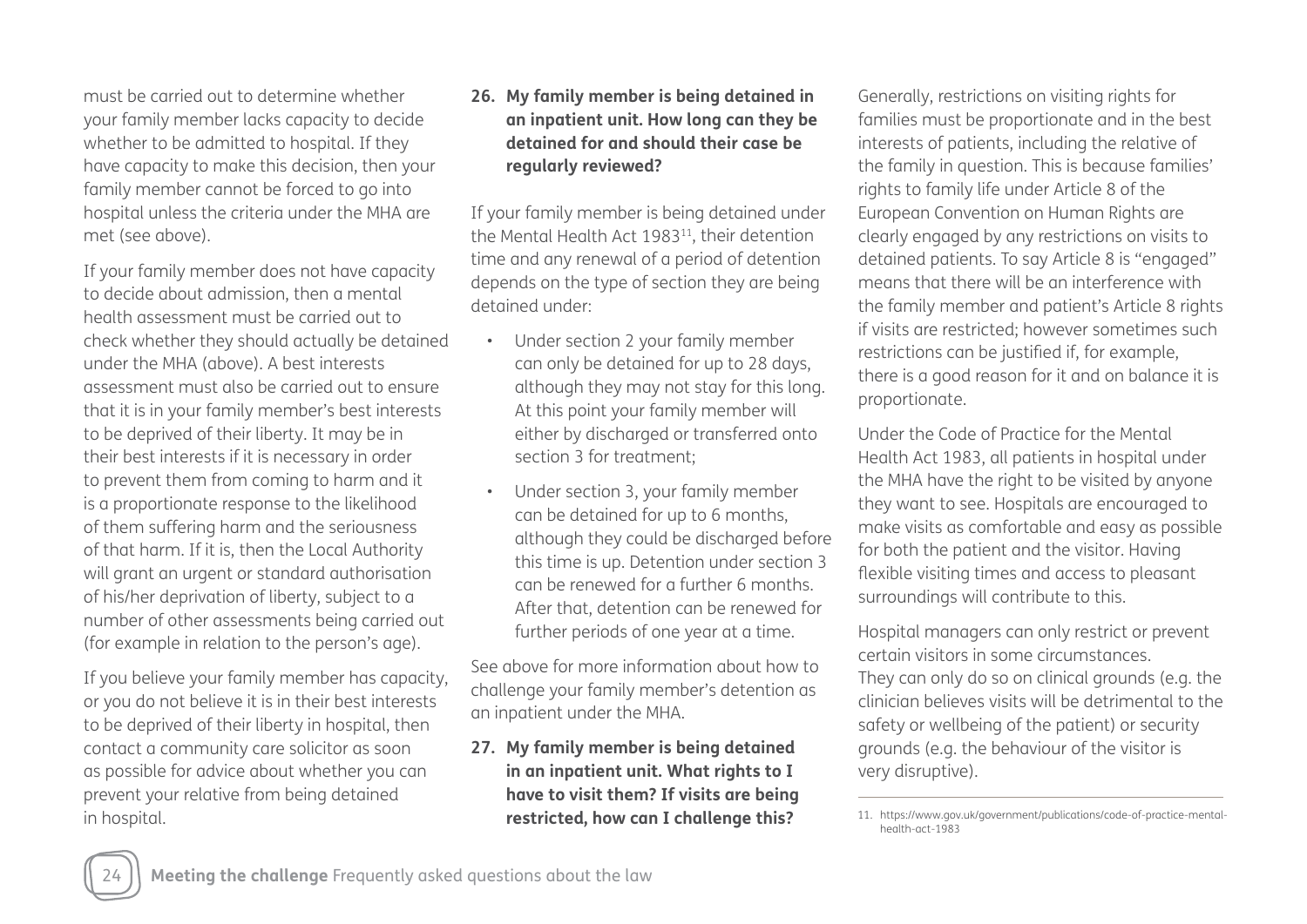must be carried out to determine whether your family member lacks capacity to decide whether to be admitted to hospital. If they have capacity to make this decision, then your family member cannot be forced to go into hospital unless the criteria under the MHA are met (see above).

If your family member does not have capacity to decide about admission, then a mental health assessment must be carried out to check whether they should actually be detained under the MHA (above). A best interests assessment must also be carried out to ensure that it is in your family member's best interests to be deprived of their liberty. It may be in their best interests if it is necessary in order to prevent them from coming to harm and it is a proportionate response to the likelihood of them suffering harm and the seriousness of that harm. If it is, then the Local Authority will grant an urgent or standard authorisation of his/her deprivation of liberty, subject to a number of other assessments being carried out (for example in relation to the person's age).

If you believe your family member has capacity, or you do not believe it is in their best interests to be deprived of their liberty in hospital, then contact a community care solicitor as soon as possible for advice about whether you can prevent your relative from being detained in hospital.

**26. My family member is being detained in an inpatient unit. How long can they be detained for and should their case be regularly reviewed?**

If your family member is being detained under the Mental Health Act 1983[11], their detention time and any renewal of a period of detention depends on the type of section they are being detained under:

- Under section 2 your family member can only be detained for up to 28 days, although they may not stay for this long. At this point your family member will either by discharged or transferred onto section 3 for treatment;
- Under section 3, your family member can be detained for up to 6 months, although they could be discharged before this time is up. Detention under section 3 can be renewed for a further 6 months. After that, detention can be renewed for further periods of one year at a time.

See above for more information about how to challenge your family member's detention as an inpatient under the MHA.

**27. My family member is being detained in an inpatient unit. What rights to I have to visit them? If visits are being restricted, how can I challenge this?**

Generally, restrictions on visiting rights for families must be proportionate and in the best interests of patients, including the relative of the family in question. This is because families' rights to family life under Article 8 of the European Convention on Human Rights are clearly engaged by any restrictions on visits to detained patients. To say Article 8 is "engaged" means that there will be an interference with the family member and patient's Article 8 rights if visits are restricted; however sometimes such restrictions can be justified if, for example, there is a good reason for it and on balance it is proportionate.

Under the Code of Practice for the Mental Health Act 1983, all patients in hospital under the MHA have the right to be visited by anyone they want to see. Hospitals are encouraged to make visits as comfortable and easy as possible for both the patient and the visitor. Having flexible visiting times and access to pleasant surroundings will contribute to this.

Hospital managers can only restrict or prevent certain visitors in some circumstances. They can only do so on clinical grounds (e.g. the clinician believes visits will be detrimental to the safety or wellbeing of the patient) or security grounds (e.g. the behaviour of the visitor is very disruptive).

---

11. https://www.gov.uk/government/publications/code-of-practice-mental-health-act-1983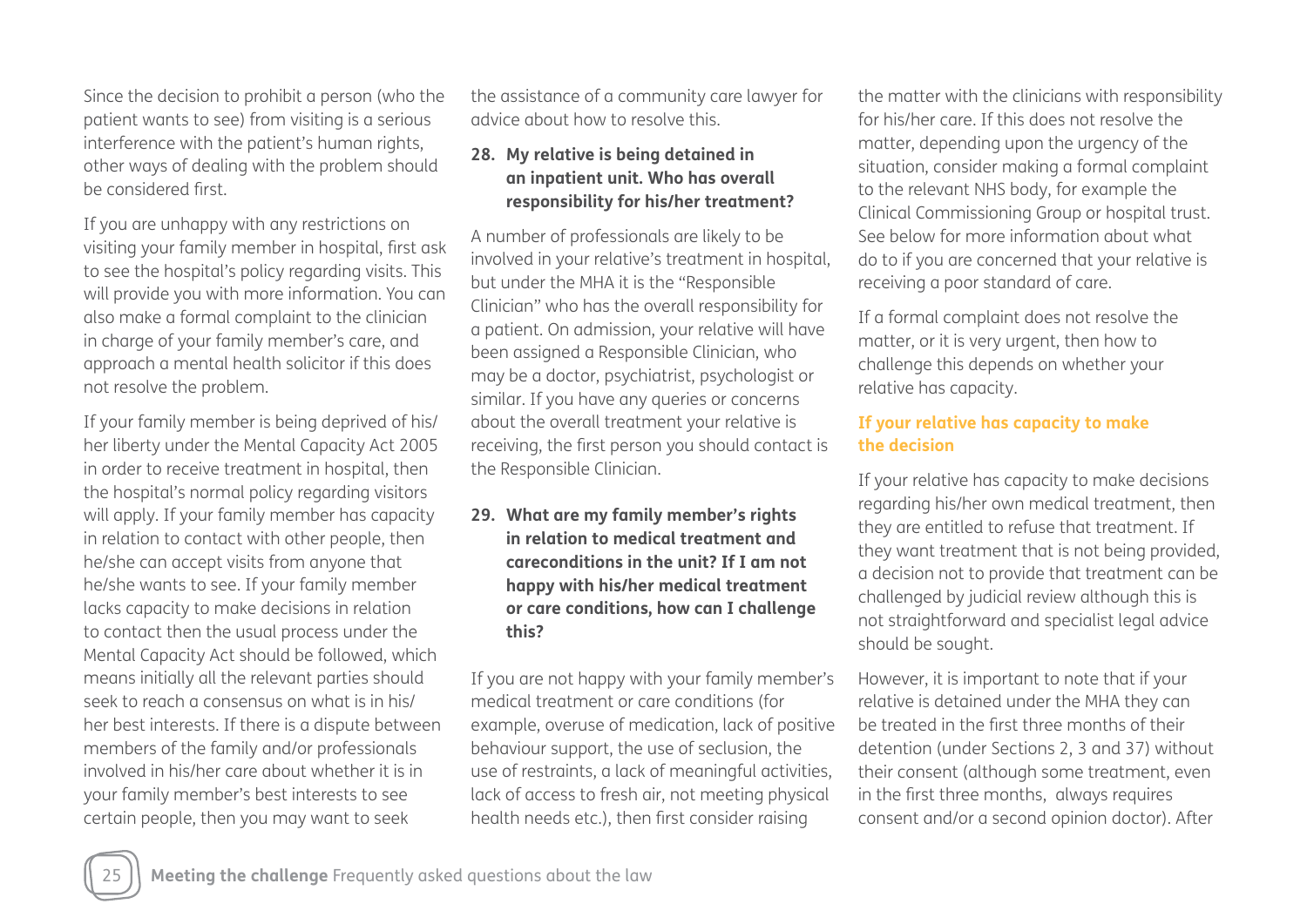Since the decision to prohibit a person (who the patient wants to see) from visiting is a serious interference with the patient's human rights, other ways of dealing with the problem should be considered first.

If you are unhappy with any restrictions on visiting your family member in hospital, first ask to see the hospital's policy regarding visits. This will provide you with more information. You can also make a formal complaint to the clinician in charge of your family member's care, and approach a mental health solicitor if this does not resolve the problem.

If your family member is being deprived of his/her liberty under the Mental Capacity Act 2005 in order to receive treatment in hospital, then the hospital's normal policy regarding visitors will apply. If your family member has capacity in relation to contact with other people, then he/she can accept visits from anyone that he/she wants to see. If your family member lacks capacity to make decisions in relation to contact then the usual process under the Mental Capacity Act should be followed, which means initially all the relevant parties should seek to reach a consensus on what is in his/her best interests. If there is a dispute between members of the family and/or professionals involved in his/her care about whether it is in your family member's best interests to see certain people, then you may want to seek the assistance of a community care lawyer for advice about how to resolve this.

### 28. My relative is being detained in an inpatient unit. Who has overall responsibility for his/her treatment?

A number of professionals are likely to be involved in your relative's treatment in hospital, but under the MHA it is the "Responsible Clinician" who has the overall responsibility for a patient. On admission, your relative will have been assigned a Responsible Clinician, who may be a doctor, psychiatrist, psychologist or similar. If you have any queries or concerns about the overall treatment your relative is receiving, the first person you should contact is the Responsible Clinician.

### 29. What are my family member's rights in relation to medical treatment and careconditions in the unit? If I am not happy with his/her medical treatment or care conditions, how can I challenge this?

If you are not happy with your family member's medical treatment or care conditions (for example, overuse of medication, lack of positive behaviour support, the use of seclusion, the use of restraints, a lack of meaningful activities, lack of access to fresh air, not meeting physical health needs etc.), then first consider raising the matter with the clinicians with responsibility for his/her care. If this does not resolve the matter, depending upon the urgency of the situation, consider making a formal complaint to the relevant NHS body, for example the Clinical Commissioning Group or hospital trust. See below for more information about what do to if you are concerned that your relative is receiving a poor standard of care.

If a formal complaint does not resolve the matter, or it is very urgent, then how to challenge this depends on whether your relative has capacity.

#### If your relative has capacity to make the decision

If your relative has capacity to make decisions regarding his/her own medical treatment, then they are entitled to refuse that treatment. If they want treatment that is not being provided, a decision not to provide that treatment can be challenged by judicial review although this is not straightforward and specialist legal advice should be sought.

However, it is important to note that if your relative is detained under the MHA they can be treated in the first three months of their detention (under Sections 2, 3 and 37) without their consent (although some treatment, even in the first three months, always requires consent and/or a second opinion doctor). After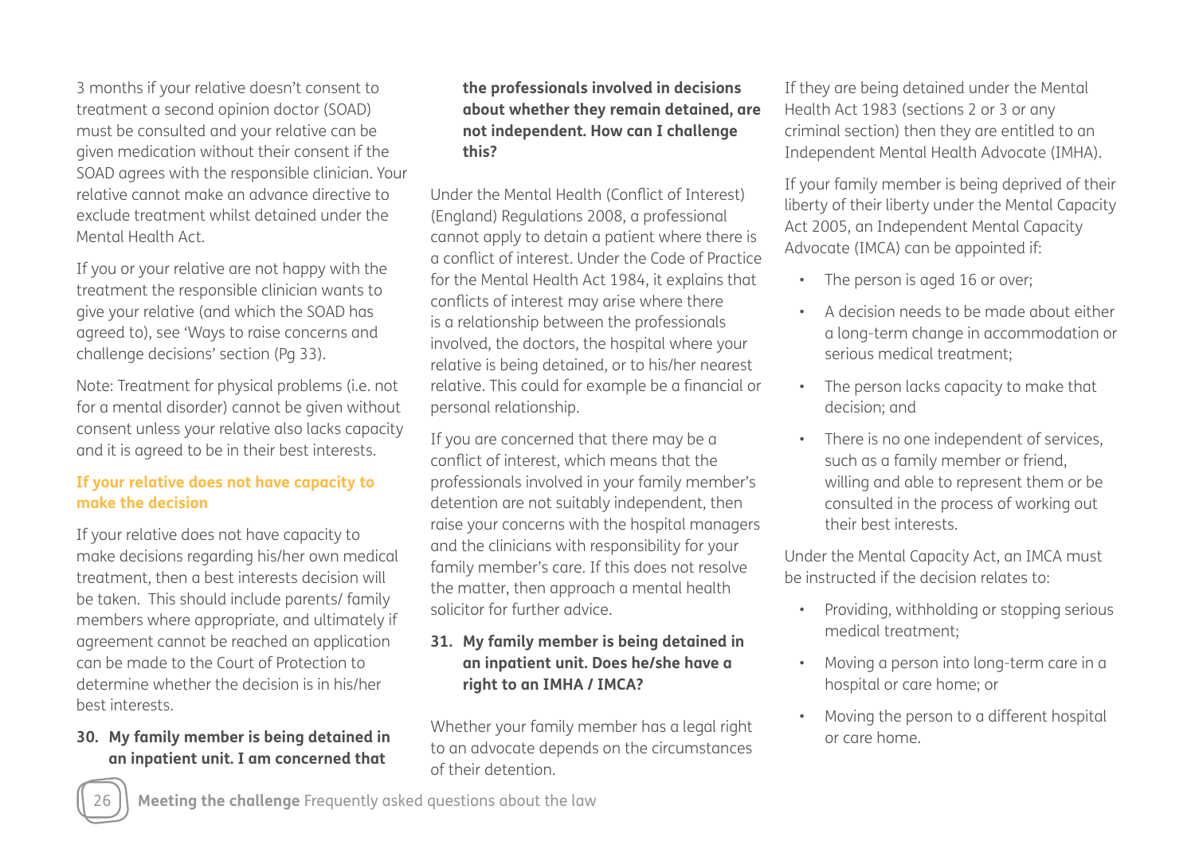3 months if your relative doesn't consent to treatment a second opinion doctor (SOAD) must be consulted and your relative can be given medication without their consent if the SOAD agrees with the responsible clinician. Your relative cannot make an advance directive to exclude treatment whilst detained under the Mental Health Act.

If you or your relative are not happy with the treatment the responsible clinician wants to give your relative (and which the SOAD has agreed to), see 'Ways to raise concerns and challenge decisions' section (Pg 33).

Note: Treatment for physical problems (i.e. not for a mental disorder) cannot be given without consent unless your relative also lacks capacity and it is agreed to be in their best interests.

### If your relative does not have capacity to make the decision

If your relative does not have capacity to make decisions regarding his/her own medical treatment, then a best interests decision will be taken. This should include parents/ family members where appropriate, and ultimately if agreement cannot be reached an application can be made to the Court of Protection to determine whether the decision is in his/her best interests.

### 30. My family member is being detained in an inpatient unit. I am concerned that the professionals involved in decisions about whether they remain detained, are not independent. How can I challenge this?

Under the Mental Health (Conflict of Interest) (England) Regulations 2008, a professional cannot apply to detain a patient where there is a conflict of interest. Under the Code of Practice for the Mental Health Act 1984, it explains that conflicts of interest may arise where there is a relationship between the professionals involved, the doctors, the hospital where your relative is being detained, or to his/her nearest relative. This could for example be a financial or personal relationship.

If you are concerned that there may be a conflict of interest, which means that the professionals involved in your family member's detention are not suitably independent, then raise your concerns with the hospital managers and the clinicians with responsibility for your family member's care. If this does not resolve the matter, then approach a mental health solicitor for further advice.

### 31. My family member is being detained in an inpatient unit. Does he/she have a right to an IMHA / IMCA?

Whether your family member has a legal right to an advocate depends on the circumstances of their detention.

If they are being detained under the Mental Health Act 1983 (sections 2 or 3 or any criminal section) then they are entitled to an Independent Mental Health Advocate (IMHA).

If your family member is being deprived of their liberty of their liberty under the Mental Capacity Act 2005, an Independent Mental Capacity Advocate (IMCA) can be appointed if:

- The person is aged 16 or over;
- A decision needs to be made about either a long-term change in accommodation or serious medical treatment;
- The person lacks capacity to make that decision; and
- There is no one independent of services, such as a family member or friend, willing and able to represent them or be consulted in the process of working out their best interests.

Under the Mental Capacity Act, an IMCA must be instructed if the decision relates to:

- Providing, withholding or stopping serious medical treatment;
- Moving a person into long-term care in a hospital or care home; or
- Moving the person to a different hospital or care home.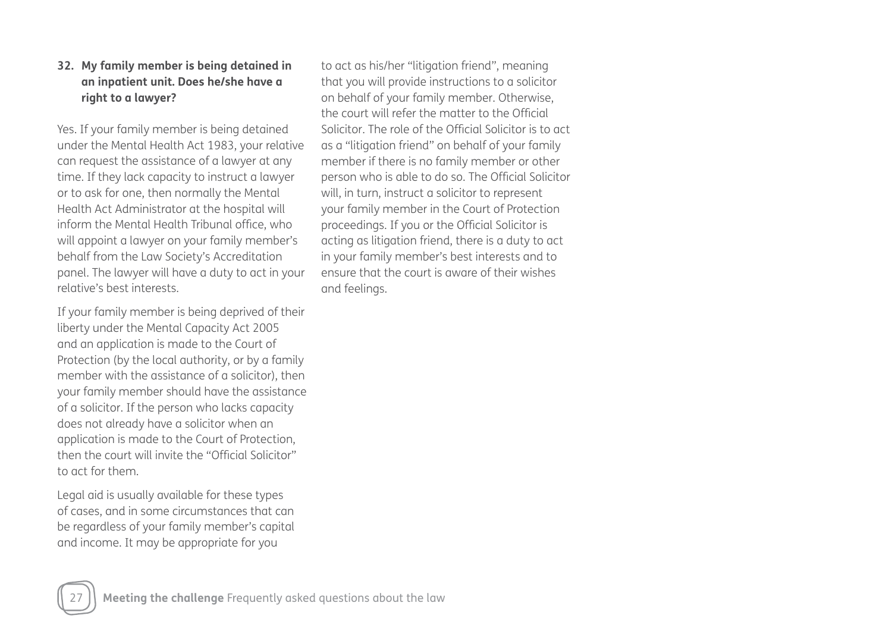### 32. My family member is being detained in an inpatient unit. Does he/she have a right to a lawyer?

Yes. If your family member is being detained under the Mental Health Act 1983, your relative can request the assistance of a lawyer at any time. If they lack capacity to instruct a lawyer or to ask for one, then normally the Mental Health Act Administrator at the hospital will inform the Mental Health Tribunal office, who will appoint a lawyer on your family member's behalf from the Law Society's Accreditation panel. The lawyer will have a duty to act in your relative's best interests.

If your family member is being deprived of their liberty under the Mental Capacity Act 2005 and an application is made to the Court of Protection (by the local authority, or by a family member with the assistance of a solicitor), then your family member should have the assistance of a solicitor. If the person who lacks capacity does not already have a solicitor when an application is made to the Court of Protection, then the court will invite the "Official Solicitor" to act for them.

Legal aid is usually available for these types of cases, and in some circumstances that can be regardless of your family member's capital and income. It may be appropriate for you to act as his/her "litigation friend", meaning that you will provide instructions to a solicitor on behalf of your family member. Otherwise, the court will refer the matter to the Official Solicitor. The role of the Official Solicitor is to act as a "litigation friend" on behalf of your family member if there is no family member or other person who is able to do so. The Official Solicitor will, in turn, instruct a solicitor to represent your family member in the Court of Protection proceedings. If you or the Official Solicitor is acting as litigation friend, there is a duty to act in your family member's best interests and to ensure that the court is aware of their wishes and feelings.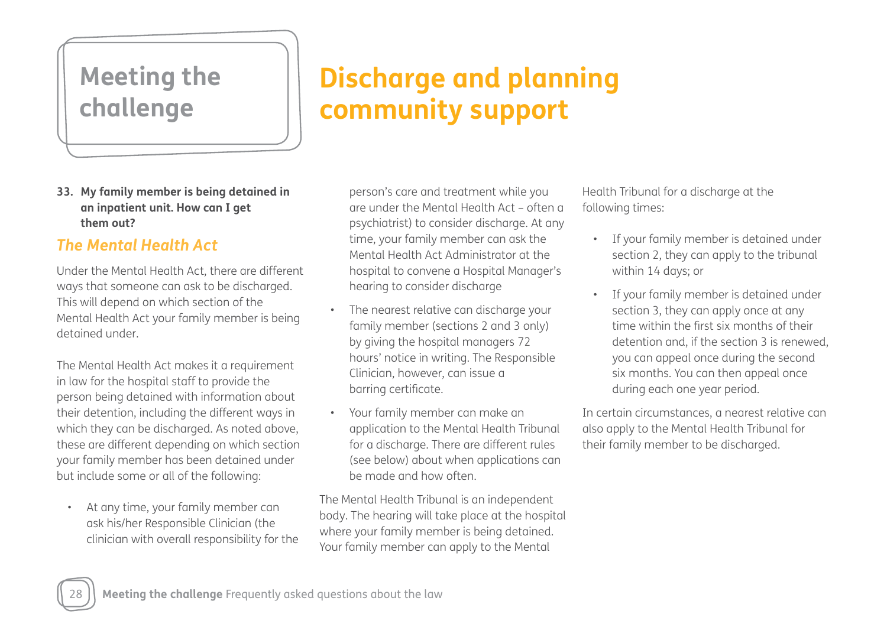Meeting the challenge

# Discharge and planning community support

**33. My family member is being detained in an inpatient unit. How can I get them out?**

## *The Mental Health Act*

Under the Mental Health Act, there are different ways that someone can ask to be discharged. This will depend on which section of the Mental Health Act your family member is being detained under.

The Mental Health Act makes it a requirement in law for the hospital staff to provide the person being detained with information about their detention, including the different ways in which they can be discharged. As noted above, these are different depending on which section your family member has been detained under but include some or all of the following:

- At any time, your family member can ask his/her Responsible Clinician (the clinician with overall responsibility for the person's care and treatment while you are under the Mental Health Act – often a psychiatrist) to consider discharge. At any time, your family member can ask the Mental Health Act Administrator at the hospital to convene a Hospital Manager's hearing to consider discharge
- The nearest relative can discharge your family member (sections 2 and 3 only) by giving the hospital managers 72 hours' notice in writing. The Responsible Clinician, however, can issue a barring certificate.
- Your family member can make an application to the Mental Health Tribunal for a discharge. There are different rules (see below) about when applications can be made and how often.

The Mental Health Tribunal is an independent body. The hearing will take place at the hospital where your family member is being detained. Your family member can apply to the Mental Health Tribunal for a discharge at the following times:

- If your family member is detained under section 2, they can apply to the tribunal within 14 days; or
- If your family member is detained under section 3, they can apply once at any time within the first six months of their detention and, if the section 3 is renewed, you can appeal once during the second six months. You can then appeal once during each one year period.

In certain circumstances, a nearest relative can also apply to the Mental Health Tribunal for their family member to be discharged.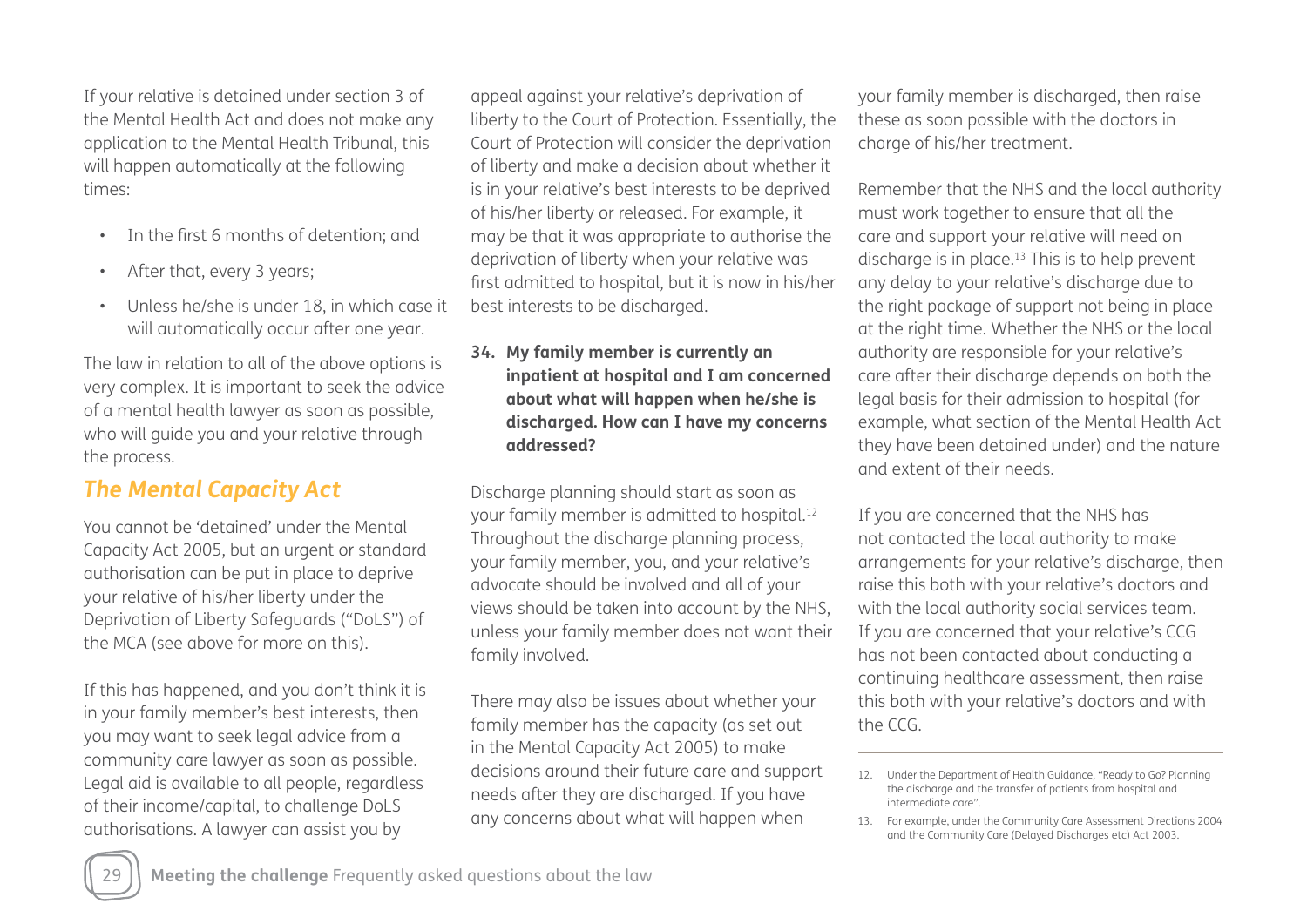If your relative is detained under section 3 of the Mental Health Act and does not make any application to the Mental Health Tribunal, this will happen automatically at the following times:

- In the first 6 months of detention; and
- After that, every 3 years;
- Unless he/she is under 18, in which case it will automatically occur after one year.

The law in relation to all of the above options is very complex. It is important to seek the advice of a mental health lawyer as soon as possible, who will guide you and your relative through the process.

## *The Mental Capacity Act*

You cannot be 'detained' under the Mental Capacity Act 2005, but an urgent or standard authorisation can be put in place to deprive your relative of his/her liberty under the Deprivation of Liberty Safeguards ("DoLS") of the MCA (see above for more on this).

If this has happened, and you don't think it is in your family member's best interests, then you may want to seek legal advice from a community care lawyer as soon as possible. Legal aid is available to all people, regardless of their income/capital, to challenge DoLS authorisations. A lawyer can assist you by appeal against your relative's deprivation of liberty to the Court of Protection. Essentially, the Court of Protection will consider the deprivation of liberty and make a decision about whether it is in your relative's best interests to be deprived of his/her liberty or released. For example, it may be that it was appropriate to authorise the deprivation of liberty when your relative was first admitted to hospital, but it is now in his/her best interests to be discharged.

**34. My family member is currently an inpatient at hospital and I am concerned about what will happen when he/she is discharged. How can I have my concerns addressed?**

Discharge planning should start as soon as your family member is admitted to hospital.[12] Throughout the discharge planning process, your family member, you, and your relative's advocate should be involved and all of your views should be taken into account by the NHS, unless your family member does not want their family involved.

There may also be issues about whether your family member has the capacity (as set out in the Mental Capacity Act 2005) to make decisions around their future care and support needs after they are discharged. If you have any concerns about what will happen when your family member is discharged, then raise these as soon possible with the doctors in charge of his/her treatment.

Remember that the NHS and the local authority must work together to ensure that all the care and support your relative will need on discharge is in place.[13] This is to help prevent any delay to your relative's discharge due to the right package of support not being in place at the right time. Whether the NHS or the local authority are responsible for your relative's care after their discharge depends on both the legal basis for their admission to hospital (for example, what section of the Mental Health Act they have been detained under) and the nature and extent of their needs.

If you are concerned that the NHS has not contacted the local authority to make arrangements for your relative's discharge, then raise this both with your relative's doctors and with the local authority social services team. If you are concerned that your relative's CCG has not been contacted about conducting a continuing healthcare assessment, then raise this both with your relative's doctors and with the CCG.

---

12. Under the Department of Health Guidance, "Ready to Go? Planning the discharge and the transfer of patients from hospital and intermediate care".

13. For example, under the Community Care Assessment Directions 2004 and the Community Care (Delayed Discharges etc) Act 2003.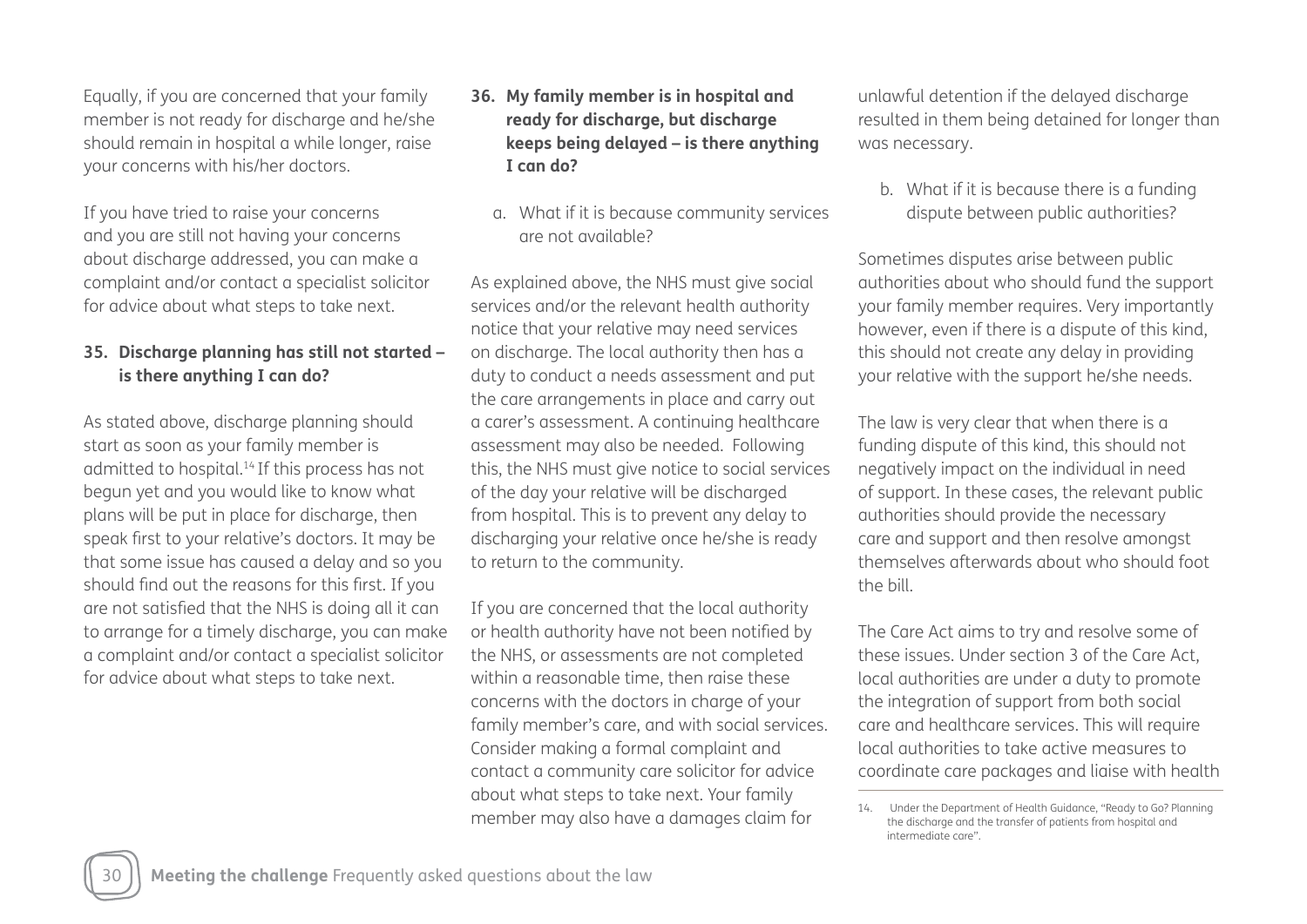Equally, if you are concerned that your family member is not ready for discharge and he/she should remain in hospital a while longer, raise your concerns with his/her doctors.

If you have tried to raise your concerns and you are still not having your concerns about discharge addressed, you can make a complaint and/or contact a specialist solicitor for advice about what steps to take next.

### 35. Discharge planning has still not started – is there anything I can do?

As stated above, discharge planning should start as soon as your family member is admitted to hospital.[14] If this process has not begun yet and you would like to know what plans will be put in place for discharge, then speak first to your relative's doctors. It may be that some issue has caused a delay and so you should find out the reasons for this first. If you are not satisfied that the NHS is doing all it can to arrange for a timely discharge, you can make a complaint and/or contact a specialist solicitor for advice about what steps to take next.

### 36. My family member is in hospital and ready for discharge, but discharge keeps being delayed – is there anything I can do?

a. What if it is because community services are not available?

As explained above, the NHS must give social services and/or the relevant health authority notice that your relative may need services on discharge. The local authority then has a duty to conduct a needs assessment and put the care arrangements in place and carry out a carer's assessment. A continuing healthcare assessment may also be needed. Following this, the NHS must give notice to social services of the day your relative will be discharged from hospital. This is to prevent any delay to discharging your relative once he/she is ready to return to the community.

If you are concerned that the local authority or health authority have not been notified by the NHS, or assessments are not completed within a reasonable time, then raise these concerns with the doctors in charge of your family member's care, and with social services. Consider making a formal complaint and contact a community care solicitor for advice about what steps to take next. Your family member may also have a damages claim for unlawful detention if the delayed discharge resulted in them being detained for longer than was necessary.

b. What if it is because there is a funding dispute between public authorities?

Sometimes disputes arise between public authorities about who should fund the support your family member requires. Very importantly however, even if there is a dispute of this kind, this should not create any delay in providing your relative with the support he/she needs.

The law is very clear that when there is a funding dispute of this kind, this should not negatively impact on the individual in need of support. In these cases, the relevant public authorities should provide the necessary care and support and then resolve amongst themselves afterwards about who should foot the bill.

The Care Act aims to try and resolve some of these issues. Under section 3 of the Care Act, local authorities are under a duty to promote the integration of support from both social care and healthcare services. This will require local authorities to take active measures to coordinate care packages and liaise with health

---

14. Under the Department of Health Guidance, "Ready to Go? Planning the discharge and the transfer of patients from hospital and intermediate care".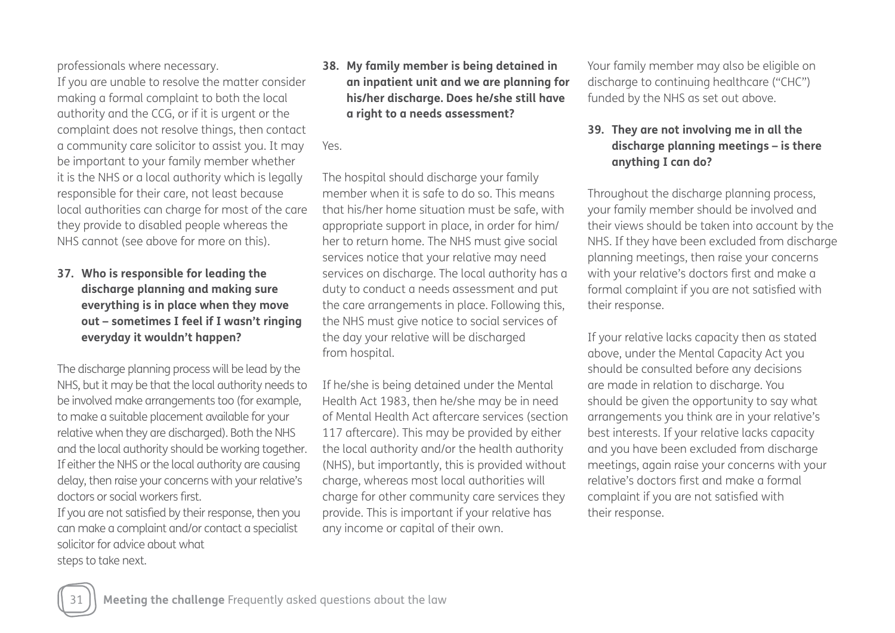professionals where necessary.

If you are unable to resolve the matter consider making a formal complaint to both the local authority and the CCG, or if it is urgent or the complaint does not resolve things, then contact a community care solicitor to assist you. It may be important to your family member whether it is the NHS or a local authority which is legally responsible for their care, not least because local authorities can charge for most of the care they provide to disabled people whereas the NHS cannot (see above for more on this).

**37. Who is responsible for leading the discharge planning and making sure everything is in place when they move out – sometimes I feel if I wasn't ringing everyday it wouldn't happen?**

The discharge planning process will be lead by the NHS, but it may be that the local authority needs to be involved make arrangements too (for example, to make a suitable placement available for your relative when they are discharged). Both the NHS and the local authority should be working together. If either the NHS or the local authority are causing delay, then raise your concerns with your relative's doctors or social workers first.

If you are not satisfied by their response, then you can make a complaint and/or contact a specialist solicitor for advice about what steps to take next.

**38. My family member is being detained in an inpatient unit and we are planning for his/her discharge. Does he/she still have a right to a needs assessment?**

Yes.

The hospital should discharge your family member when it is safe to do so. This means that his/her home situation must be safe, with appropriate support in place, in order for him/her to return home. The NHS must give social services notice that your relative may need services on discharge. The local authority has a duty to conduct a needs assessment and put the care arrangements in place. Following this, the NHS must give notice to social services of the day your relative will be discharged from hospital.

If he/she is being detained under the Mental Health Act 1983, then he/she may be in need of Mental Health Act aftercare services (section 117 aftercare). This may be provided by either the local authority and/or the health authority (NHS), but importantly, this is provided without charge, whereas most local authorities will charge for other community care services they provide. This is important if your relative has any income or capital of their own.

Your family member may also be eligible on discharge to continuing healthcare ("CHC") funded by the NHS as set out above.

**39. They are not involving me in all the discharge planning meetings – is there anything I can do?**

Throughout the discharge planning process, your family member should be involved and their views should be taken into account by the NHS. If they have been excluded from discharge planning meetings, then raise your concerns with your relative's doctors first and make a formal complaint if you are not satisfied with their response.

If your relative lacks capacity then as stated above, under the Mental Capacity Act you should be consulted before any decisions are made in relation to discharge. You should be given the opportunity to say what arrangements you think are in your relative's best interests. If your relative lacks capacity and you have been excluded from discharge meetings, again raise your concerns with your relative's doctors first and make a formal complaint if you are not satisfied with their response.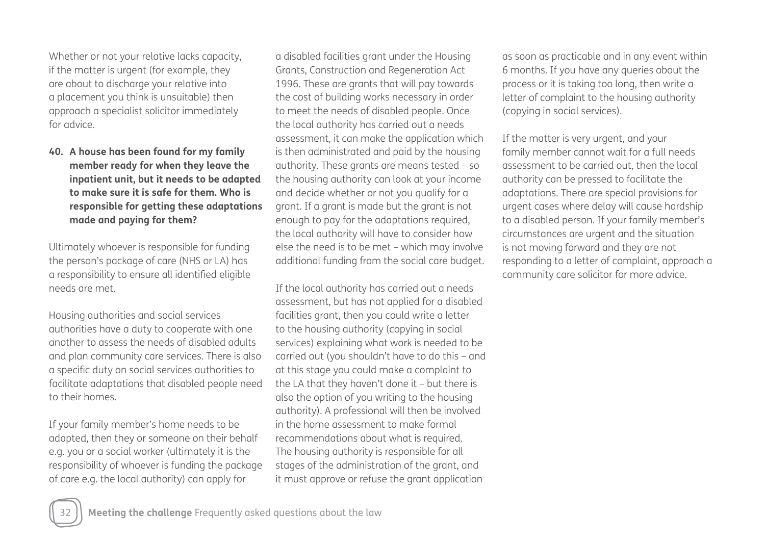Whether or not your relative lacks capacity, if the matter is urgent (for example, they are about to discharge your relative into a placement you think is unsuitable) then approach a specialist solicitor immediately for advice.

**40. A house has been found for my family member ready for when they leave the inpatient unit, but it needs to be adapted to make sure it is safe for them. Who is responsible for getting these adaptations made and paying for them?**

Ultimately whoever is responsible for funding the person's package of care (NHS or LA) has a responsibility to ensure all identified eligible needs are met.

Housing authorities and social services authorities have a duty to cooperate with one another to assess the needs of disabled adults and plan community care services. There is also a specific duty on social services authorities to facilitate adaptations that disabled people need to their homes.

If your family member's home needs to be adapted, then they or someone on their behalf e.g. you or a social worker (ultimately it is the responsibility of whoever is funding the package of care e.g. the local authority) can apply for a disabled facilities grant under the Housing Grants, Construction and Regeneration Act 1996. These are grants that will pay towards the cost of building works necessary in order to meet the needs of disabled people. Once the local authority has carried out a needs assessment, it can make the application which is then administrated and paid by the housing authority. These grants are means tested – so the housing authority can look at your income and decide whether or not you qualify for a grant. If a grant is made but the grant is not enough to pay for the adaptations required, the local authority will have to consider how else the need is to be met – which may involve additional funding from the social care budget.

If the local authority has carried out a needs assessment, but has not applied for a disabled facilities grant, then you could write a letter to the housing authority (copying in social services) explaining what work is needed to be carried out (you shouldn't have to do this – and at this stage you could make a complaint to the LA that they haven't done it – but there is also the option of you writing to the housing authority). A professional will then be involved in the home assessment to make formal recommendations about what is required. The housing authority is responsible for all stages of the administration of the grant, and it must approve or refuse the grant application as soon as practicable and in any event within 6 months. If you have any queries about the process or it is taking too long, then write a letter of complaint to the housing authority (copying in social services).

If the matter is very urgent, and your family member cannot wait for a full needs assessment to be carried out, then the local authority can be pressed to facilitate the adaptations. There are special provisions for urgent cases where delay will cause hardship to a disabled person. If your family member's circumstances are urgent and the situation is not moving forward and they are not responding to a letter of complaint, approach a community care solicitor for more advice.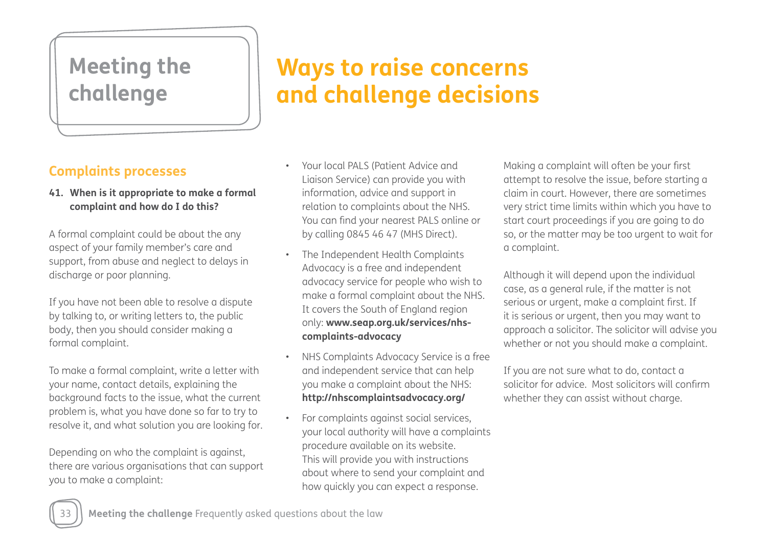# Meeting the challenge

# Ways to raise concerns and challenge decisions

## Complaints processes

**41. When is it appropriate to make a formal complaint and how do I do this?**

A formal complaint could be about the any aspect of your family member's care and support, from abuse and neglect to delays in discharge or poor planning.

If you have not been able to resolve a dispute by talking to, or writing letters to, the public body, then you should consider making a formal complaint.

To make a formal complaint, write a letter with your name, contact details, explaining the background facts to the issue, what the current problem is, what you have done so far to try to resolve it, and what solution you are looking for.

Depending on who the complaint is against, there are various organisations that can support you to make a complaint:

- Your local PALS (Patient Advice and Liaison Service) can provide you with information, advice and support in relation to complaints about the NHS. You can find your nearest PALS online or by calling 0845 46 47 (MHS Direct).
- The Independent Health Complaints Advocacy is a free and independent advocacy service for people who wish to make a formal complaint about the NHS. It covers the South of England region only: **www.seap.org.uk/services/nhs-complaints-advocacy**
- NHS Complaints Advocacy Service is a free and independent service that can help you make a complaint about the NHS: **http://nhscomplaintsadvocacy.org/**
- For complaints against social services, your local authority will have a complaints procedure available on its website. This will provide you with instructions about where to send your complaint and how quickly you can expect a response.

Making a complaint will often be your first attempt to resolve the issue, before starting a claim in court. However, there are sometimes very strict time limits within which you have to start court proceedings if you are going to do so, or the matter may be too urgent to wait for a complaint.

Although it will depend upon the individual case, as a general rule, if the matter is not serious or urgent, make a complaint first. If it is serious or urgent, then you may want to approach a solicitor. The solicitor will advise you whether or not you should make a complaint.

If you are not sure what to do, contact a solicitor for advice. Most solicitors will confirm whether they can assist without charge.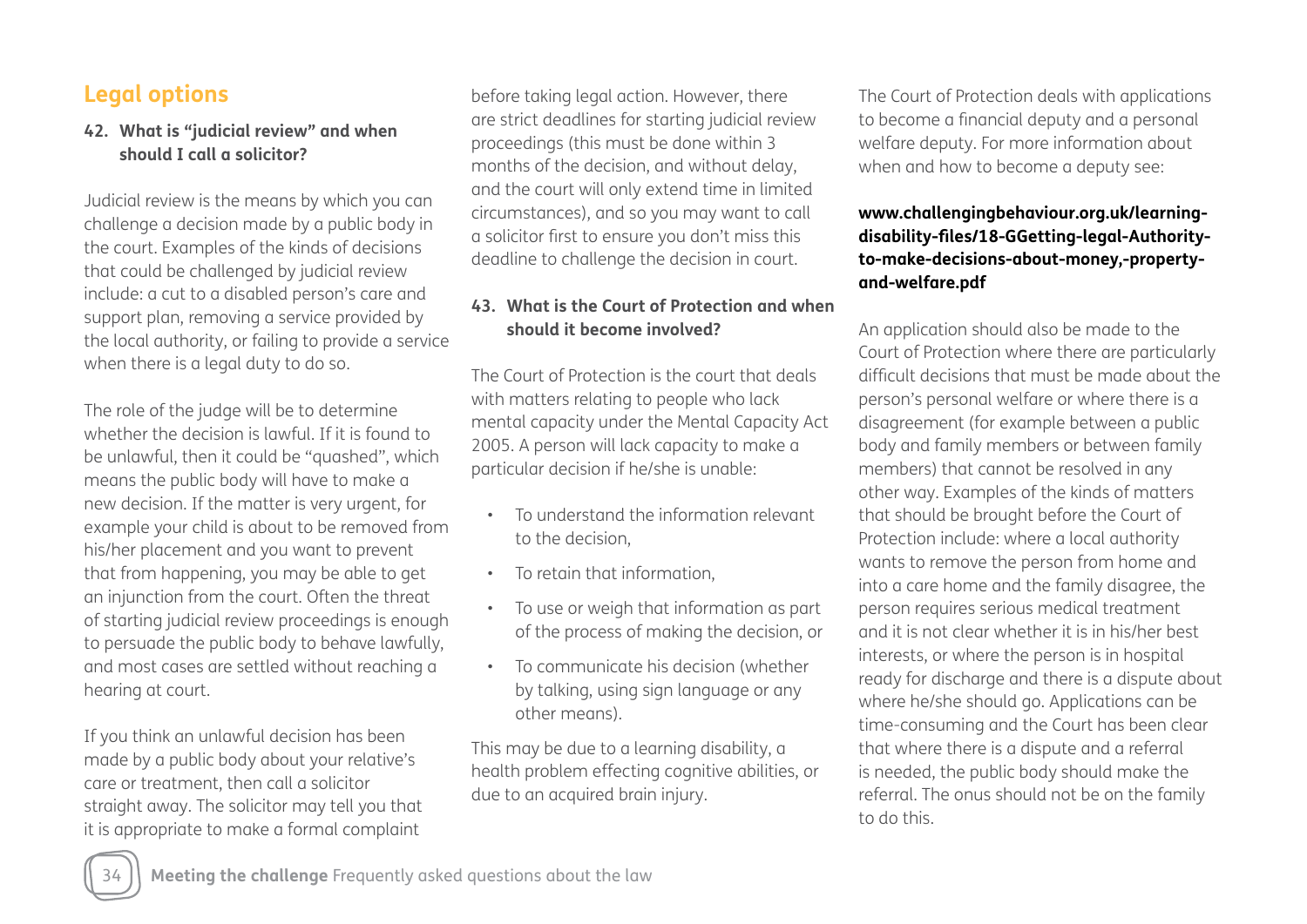## Legal options

### 42. What is "judicial review" and when should I call a solicitor?

Judicial review is the means by which you can challenge a decision made by a public body in the court. Examples of the kinds of decisions that could be challenged by judicial review include: a cut to a disabled person's care and support plan, removing a service provided by the local authority, or failing to provide a service when there is a legal duty to do so.

The role of the judge will be to determine whether the decision is lawful. If it is found to be unlawful, then it could be "quashed", which means the public body will have to make a new decision. If the matter is very urgent, for example your child is about to be removed from his/her placement and you want to prevent that from happening, you may be able to get an injunction from the court. Often the threat of starting judicial review proceedings is enough to persuade the public body to behave lawfully, and most cases are settled without reaching a hearing at court.

If you think an unlawful decision has been made by a public body about your relative's care or treatment, then call a solicitor straight away. The solicitor may tell you that it is appropriate to make a formal complaint before taking legal action. However, there are strict deadlines for starting judicial review proceedings (this must be done within 3 months of the decision, and without delay, and the court will only extend time in limited circumstances), and so you may want to call a solicitor first to ensure you don't miss this deadline to challenge the decision in court.

### 43. What is the Court of Protection and when should it become involved?

The Court of Protection is the court that deals with matters relating to people who lack mental capacity under the Mental Capacity Act 2005. A person will lack capacity to make a particular decision if he/she is unable:

- To understand the information relevant to the decision,
- To retain that information,
- To use or weigh that information as part of the process of making the decision, or
- To communicate his decision (whether by talking, using sign language or any other means).

This may be due to a learning disability, a health problem effecting cognitive abilities, or due to an acquired brain injury.

The Court of Protection deals with applications to become a financial deputy and a personal welfare deputy. For more information about when and how to become a deputy see:

**www.challengingbehaviour.org.uk/learning-disability-files/18-GGetting-legal-Authority-to-make-decisions-about-money,-property-and-welfare.pdf**

An application should also be made to the Court of Protection where there are particularly difficult decisions that must be made about the person's personal welfare or where there is a disagreement (for example between a public body and family members or between family members) that cannot be resolved in any other way. Examples of the kinds of matters that should be brought before the Court of Protection include: where a local authority wants to remove the person from home and into a care home and the family disagree, the person requires serious medical treatment and it is not clear whether it is in his/her best interests, or where the person is in hospital ready for discharge and there is a dispute about where he/she should go. Applications can be time-consuming and the Court has been clear that where there is a dispute and a referral is needed, the public body should make the referral. The onus should not be on the family to do this.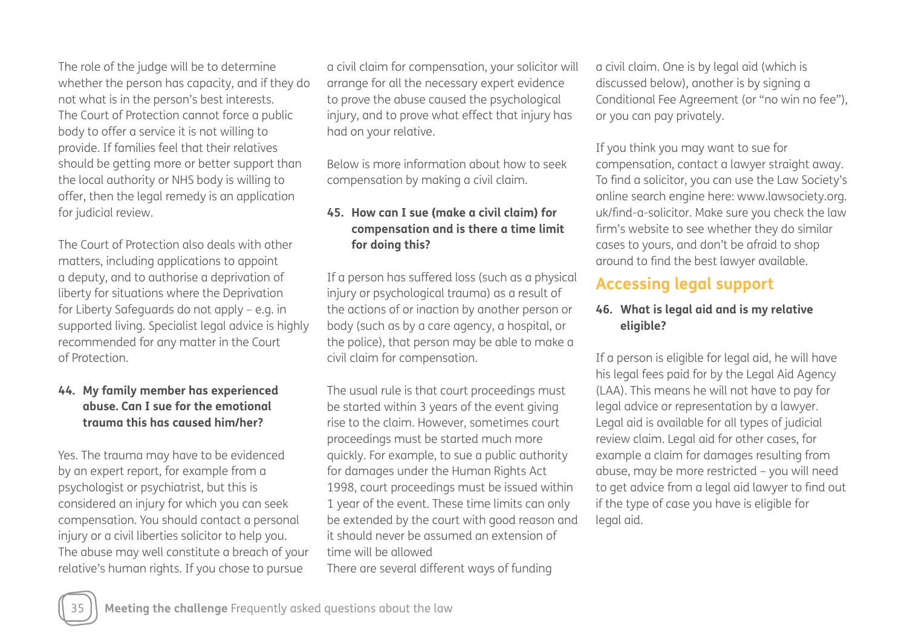The role of the judge will be to determine whether the person has capacity, and if they do not what is in the person's best interests. The Court of Protection cannot force a public body to offer a service it is not willing to provide. If families feel that their relatives should be getting more or better support than the local authority or NHS body is willing to offer, then the legal remedy is an application for judicial review.

The Court of Protection also deals with other matters, including applications to appoint a deputy, and to authorise a deprivation of liberty for situations where the Deprivation for Liberty Safeguards do not apply – e.g. in supported living. Specialist legal advice is highly recommended for any matter in the Court of Protection.

**44. My family member has experienced abuse. Can I sue for the emotional trauma this has caused him/her?**

Yes. The trauma may have to be evidenced by an expert report, for example from a psychologist or psychiatrist, but this is considered an injury for which you can seek compensation. You should contact a personal injury or a civil liberties solicitor to help you. The abuse may well constitute a breach of your relative's human rights. If you chose to pursue a civil claim for compensation, your solicitor will arrange for all the necessary expert evidence to prove the abuse caused the psychological injury, and to prove what effect that injury has had on your relative.

Below is more information about how to seek compensation by making a civil claim.

**45. How can I sue (make a civil claim) for compensation and is there a time limit for doing this?**

If a person has suffered loss (such as a physical injury or psychological trauma) as a result of the actions of or inaction by another person or body (such as by a care agency, a hospital, or the police), that person may be able to make a civil claim for compensation.

The usual rule is that court proceedings must be started within 3 years of the event giving rise to the claim. However, sometimes court proceedings must be started much more quickly. For example, to sue a public authority for damages under the Human Rights Act 1998, court proceedings must be issued within 1 year of the event. These time limits can only be extended by the court with good reason and it should never be assumed an extension of time will be allowed
There are several different ways of funding a civil claim. One is by legal aid (which is discussed below), another is by signing a Conditional Fee Agreement (or "no win no fee"), or you can pay privately.

If you think you may want to sue for compensation, contact a lawyer straight away. To find a solicitor, you can use the Law Society's online search engine here: www.lawsociety.org.uk/find-a-solicitor. Make sure you check the law firm's website to see whether they do similar cases to yours, and don't be afraid to shop around to find the best lawyer available.

## Accessing legal support

**46. What is legal aid and is my relative eligible?**

If a person is eligible for legal aid, he will have his legal fees paid for by the Legal Aid Agency (LAA). This means he will not have to pay for legal advice or representation by a lawyer. Legal aid is available for all types of judicial review claim. Legal aid for other cases, for example a claim for damages resulting from abuse, may be more restricted – you will need to get advice from a legal aid lawyer to find out if the type of case you have is eligible for legal aid.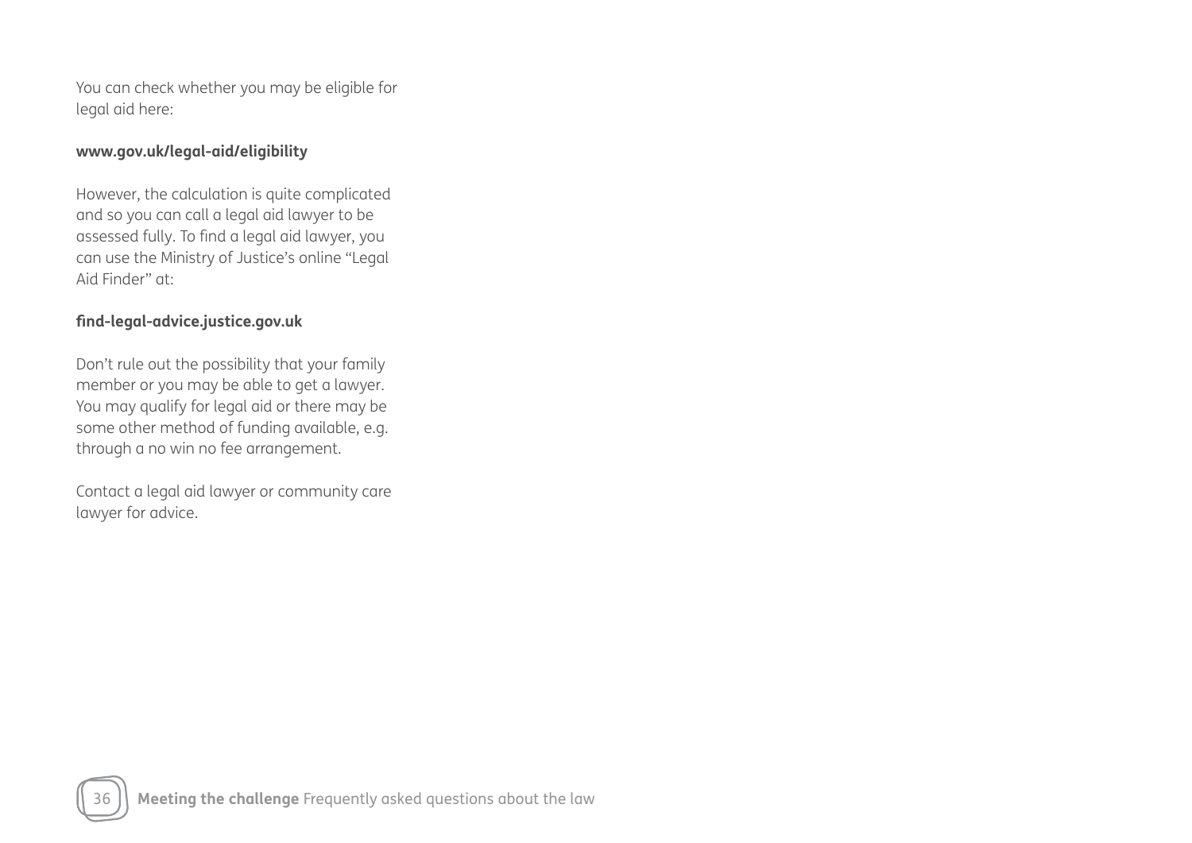You can check whether you may be eligible for legal aid here:

**www.gov.uk/legal-aid/eligibility**

However, the calculation is quite complicated and so you can call a legal aid lawyer to be assessed fully. To find a legal aid lawyer, you can use the Ministry of Justice's online "Legal Aid Finder" at:

**find-legal-advice.justice.gov.uk**

Don't rule out the possibility that your family member or you may be able to get a lawyer. You may qualify for legal aid or there may be some other method of funding available, e.g. through a no win no fee arrangement.

Contact a legal aid lawyer or community care lawyer for advice.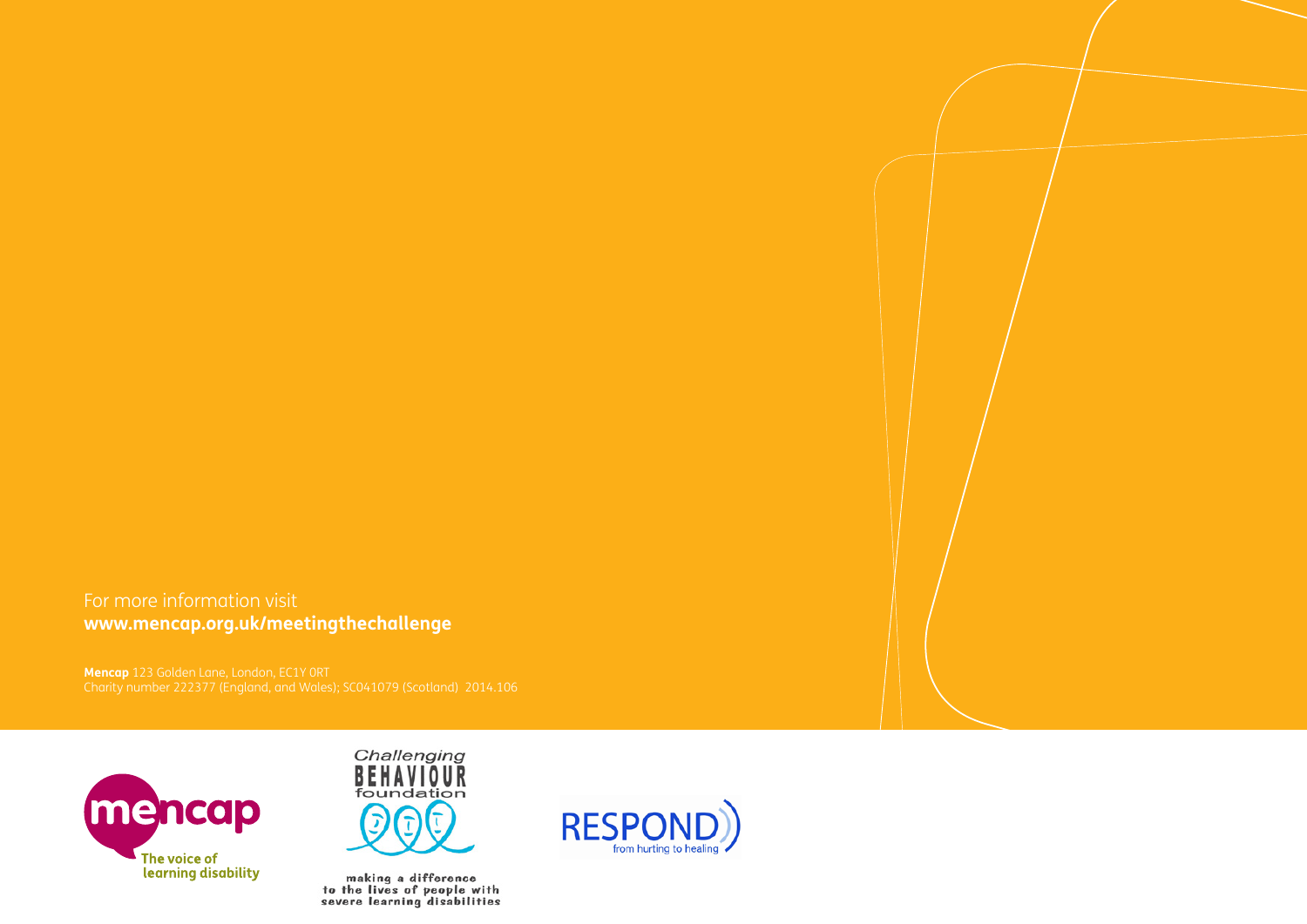For more information visit
**www.mencap.org.uk/meetingthechallenge**

**Mencap** 123 Golden Lane, London, EC1Y 0RT
Charity number 222377 (England, and Wales); SC041079 (Scotland) 2014.106

mencap
The voice of learning disability

Challenging BEHAVIOUR foundation
making a difference to the lives of people with severe learning disabilities

RESPOND
from hurting to healing